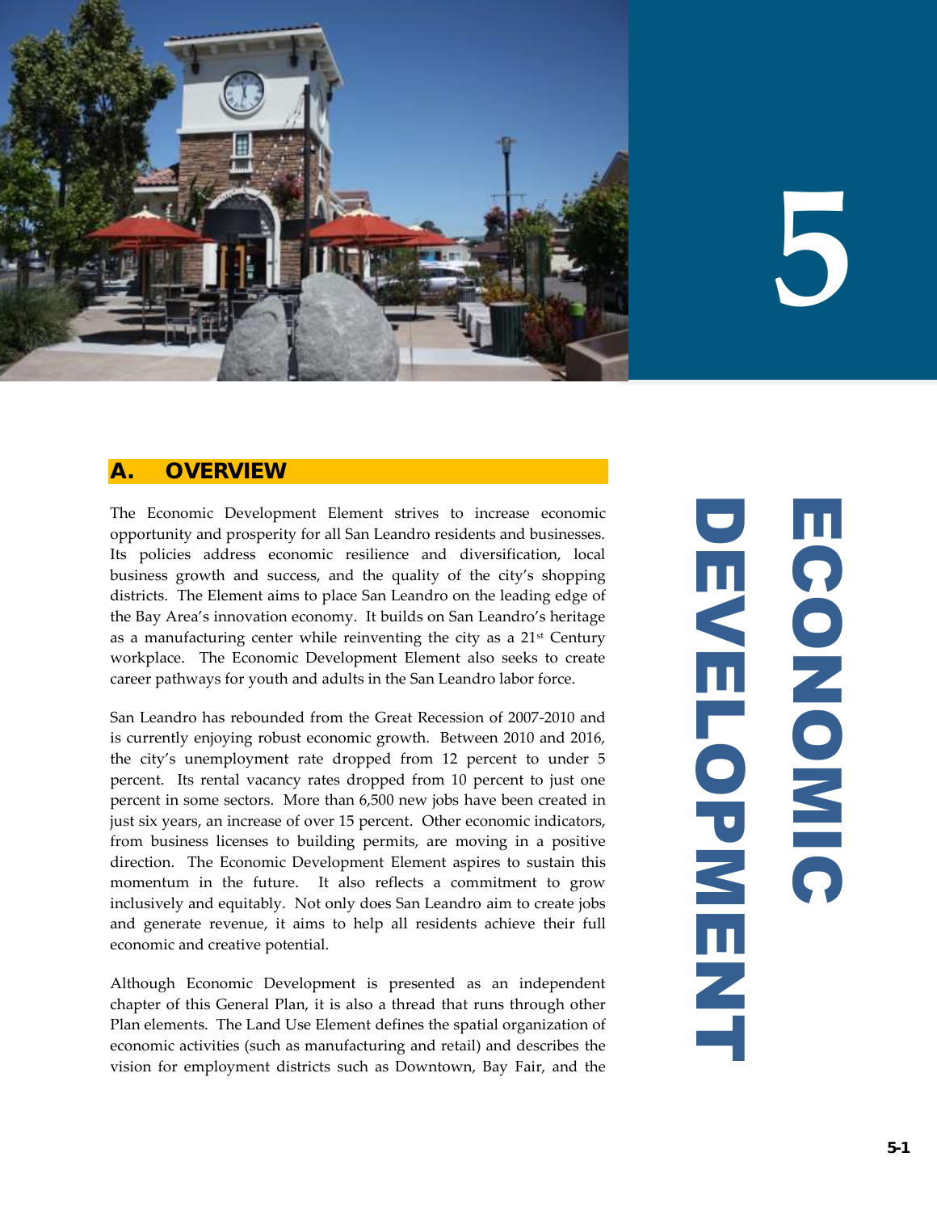# 5 ECONOMIC DEVELOPMENT

## A. OVERVIEW

The Economic Development Element strives to increase economic opportunity and prosperity for all San Leandro residents and businesses. Its policies address economic resilience and diversification, local business growth and success, and the quality of the city's shopping districts. The Element aims to place San Leandro on the leading edge of the Bay Area's innovation economy. It builds on San Leandro's heritage as a manufacturing center while reinventing the city as a 21st Century workplace. The Economic Development Element also seeks to create career pathways for youth and adults in the San Leandro labor force.

San Leandro has rebounded from the Great Recession of 2007-2010 and is currently enjoying robust economic growth. Between 2010 and 2016, the city's unemployment rate dropped from 12 percent to under 5 percent. Its rental vacancy rates dropped from 10 percent to just one percent in some sectors. More than 6,500 new jobs have been created in just six years, an increase of over 15 percent. Other economic indicators, from business licenses to building permits, are moving in a positive direction. The Economic Development Element aspires to sustain this momentum in the future. It also reflects a commitment to grow inclusively and equitably. Not only does San Leandro aim to create jobs and generate revenue, it aims to help all residents achieve their full economic and creative potential.

Although Economic Development is presented as an independent chapter of this General Plan, it is also a thread that runs through other Plan elements. The Land Use Element defines the spatial organization of economic activities (such as manufacturing and retail) and describes the vision for employment districts such as Downtown, Bay Fair, and the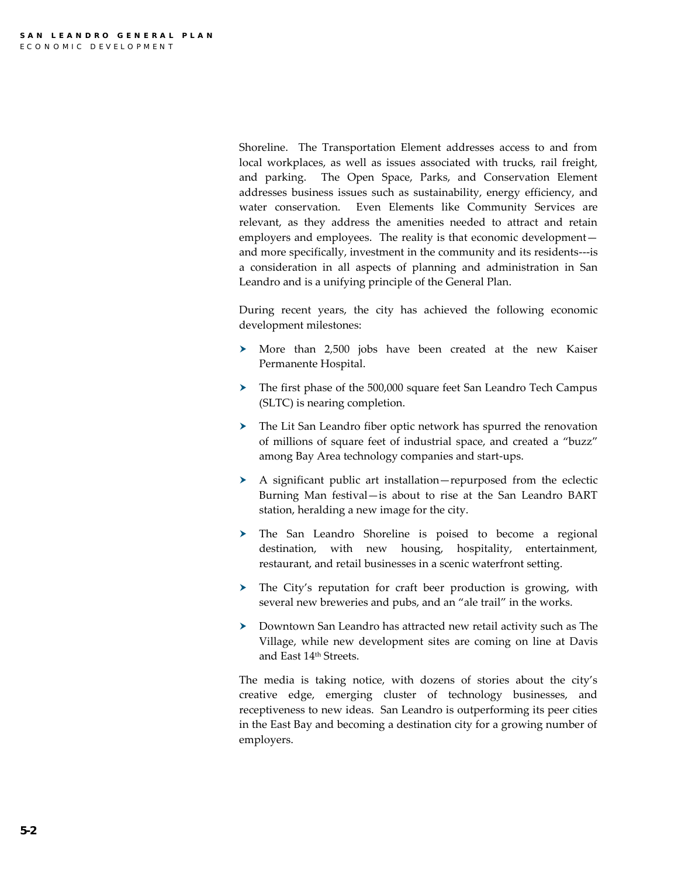Shoreline. The Transportation Element addresses access to and from local workplaces, as well as issues associated with trucks, rail freight, and parking. The Open Space, Parks, and Conservation Element addresses business issues such as sustainability, energy efficiency, and water conservation. Even Elements like Community Services are relevant, as they address the amenities needed to attract and retain employers and employees. The reality is that economic development—and more specifically, investment in the community and its residents---is a consideration in all aspects of planning and administration in San Leandro and is a unifying principle of the General Plan.

During recent years, the city has achieved the following economic development milestones:

- More than 2,500 jobs have been created at the new Kaiser Permanente Hospital.
- The first phase of the 500,000 square feet San Leandro Tech Campus (SLTC) is nearing completion.
- The Lit San Leandro fiber optic network has spurred the renovation of millions of square feet of industrial space, and created a "buzz" among Bay Area technology companies and start-ups.
- A significant public art installation—repurposed from the eclectic Burning Man festival—is about to rise at the San Leandro BART station, heralding a new image for the city.
- The San Leandro Shoreline is poised to become a regional destination, with new housing, hospitality, entertainment, restaurant, and retail businesses in a scenic waterfront setting.
- The City's reputation for craft beer production is growing, with several new breweries and pubs, and an "ale trail" in the works.
- Downtown San Leandro has attracted new retail activity such as The Village, while new development sites are coming on line at Davis and East 14th Streets.

The media is taking notice, with dozens of stories about the city's creative edge, emerging cluster of technology businesses, and receptiveness to new ideas. San Leandro is outperforming its peer cities in the East Bay and becoming a destination city for a growing number of employers.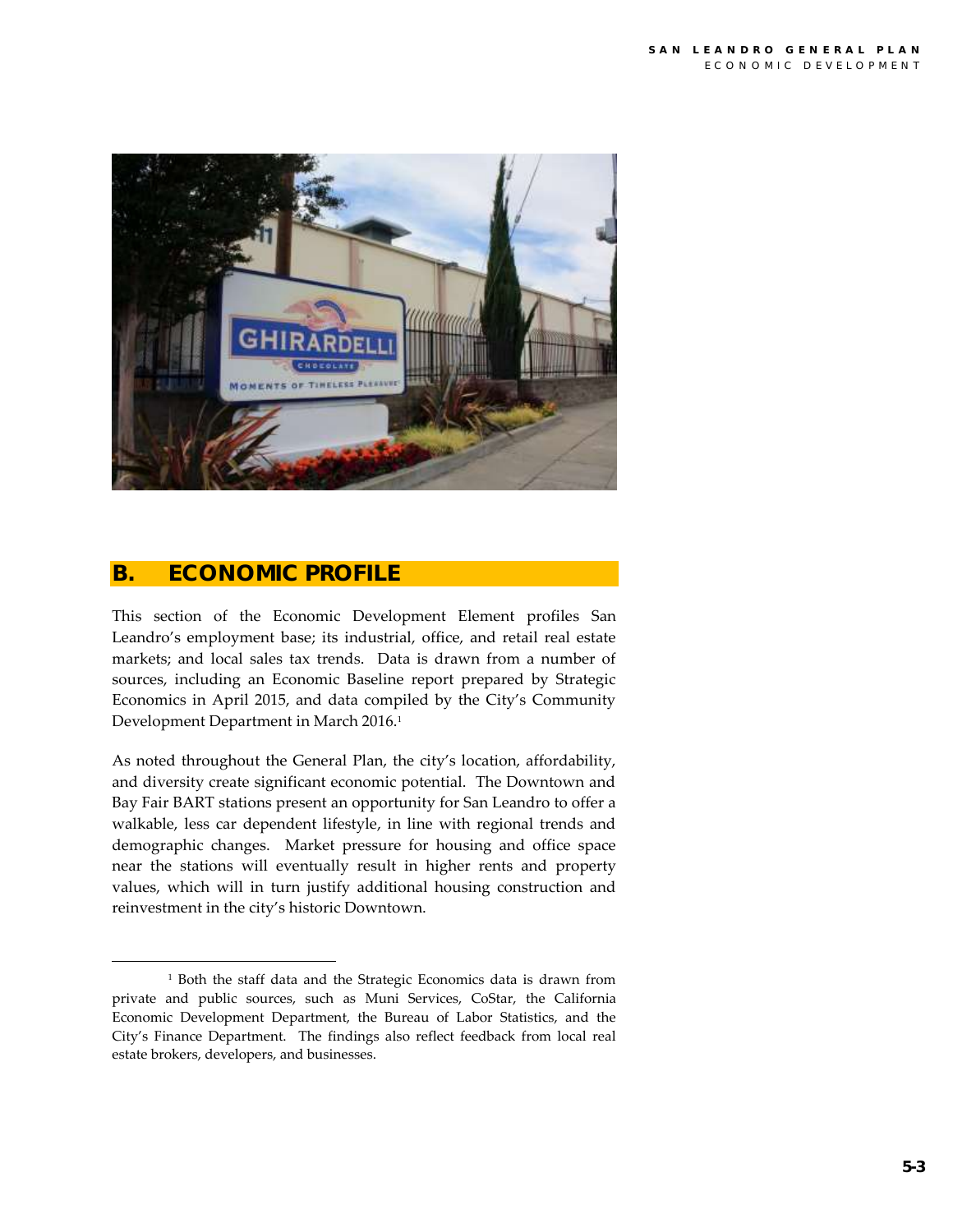## B. ECONOMIC PROFILE

This section of the Economic Development Element profiles San Leandro's employment base; its industrial, office, and retail real estate markets; and local sales tax trends. Data is drawn from a number of sources, including an Economic Baseline report prepared by Strategic Economics in April 2015, and data compiled by the City's Community Development Department in March 2016.[1]

As noted throughout the General Plan, the city's location, affordability, and diversity create significant economic potential. The Downtown and Bay Fair BART stations present an opportunity for San Leandro to offer a walkable, less car dependent lifestyle, in line with regional trends and demographic changes. Market pressure for housing and office space near the stations will eventually result in higher rents and property values, which will in turn justify additional housing construction and reinvestment in the city's historic Downtown.

---

[1] Both the staff data and the Strategic Economics data is drawn from private and public sources, such as Muni Services, CoStar, the California Economic Development Department, the Bureau of Labor Statistics, and the City's Finance Department. The findings also reflect feedback from local real estate brokers, developers, and businesses.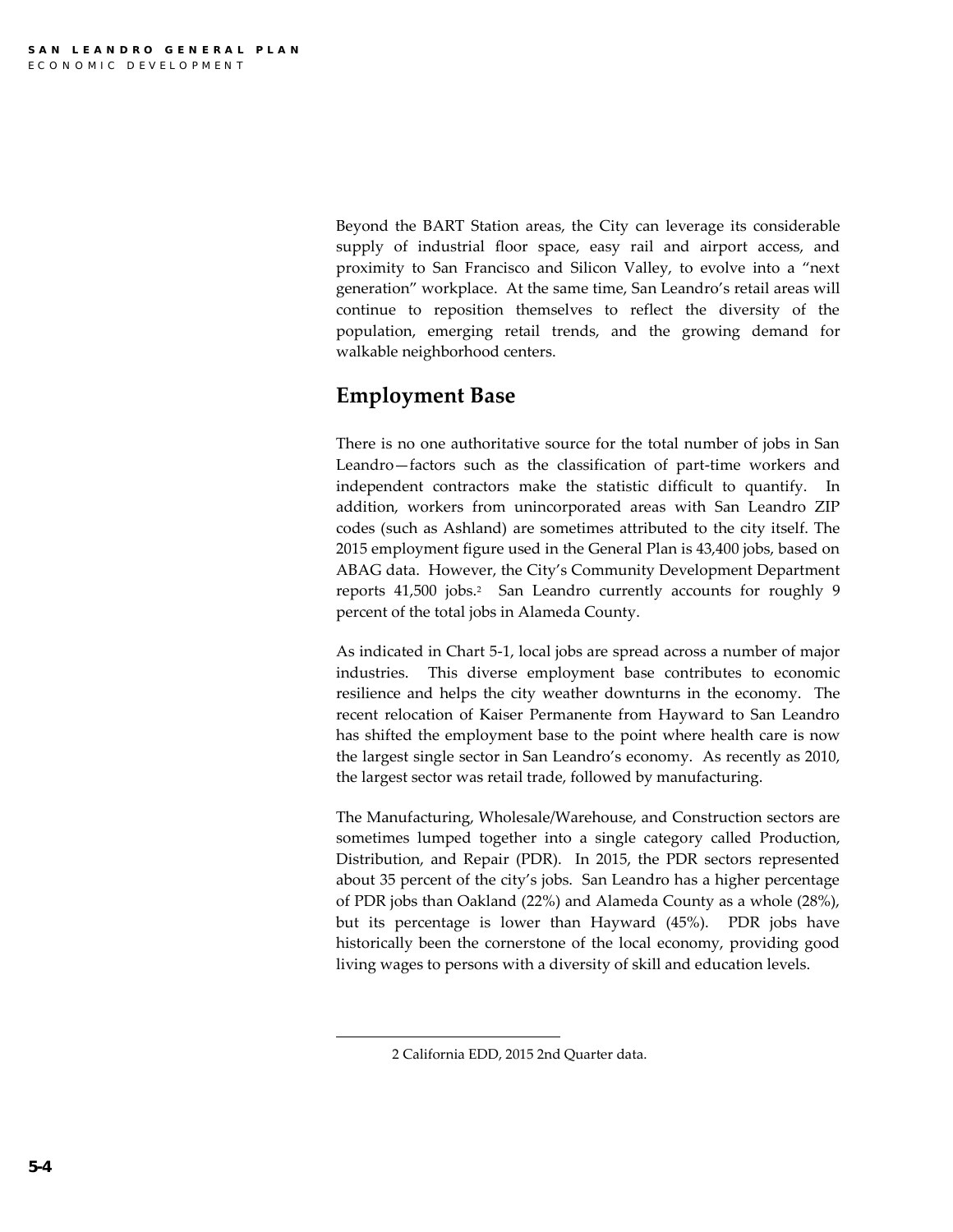Beyond the BART Station areas, the City can leverage its considerable supply of industrial floor space, easy rail and airport access, and proximity to San Francisco and Silicon Valley, to evolve into a "next generation" workplace. At the same time, San Leandro's retail areas will continue to reposition themselves to reflect the diversity of the population, emerging retail trends, and the growing demand for walkable neighborhood centers.

## Employment Base

There is no one authoritative source for the total number of jobs in San Leandro—factors such as the classification of part-time workers and independent contractors make the statistic difficult to quantify. In addition, workers from unincorporated areas with San Leandro ZIP codes (such as Ashland) are sometimes attributed to the city itself. The 2015 employment figure used in the General Plan is 43,400 jobs, based on ABAG data. However, the City's Community Development Department reports 41,500 jobs.[2] San Leandro currently accounts for roughly 9 percent of the total jobs in Alameda County.

As indicated in Chart 5-1, local jobs are spread across a number of major industries. This diverse employment base contributes to economic resilience and helps the city weather downturns in the economy. The recent relocation of Kaiser Permanente from Hayward to San Leandro has shifted the employment base to the point where health care is now the largest single sector in San Leandro's economy. As recently as 2010, the largest sector was retail trade, followed by manufacturing.

The Manufacturing, Wholesale/Warehouse, and Construction sectors are sometimes lumped together into a single category called Production, Distribution, and Repair (PDR). In 2015, the PDR sectors represented about 35 percent of the city's jobs. San Leandro has a higher percentage of PDR jobs than Oakland (22%) and Alameda County as a whole (28%), but its percentage is lower than Hayward (45%). PDR jobs have historically been the cornerstone of the local economy, providing good living wages to persons with a diversity of skill and education levels.

---

2 California EDD, 2015 2nd Quarter data.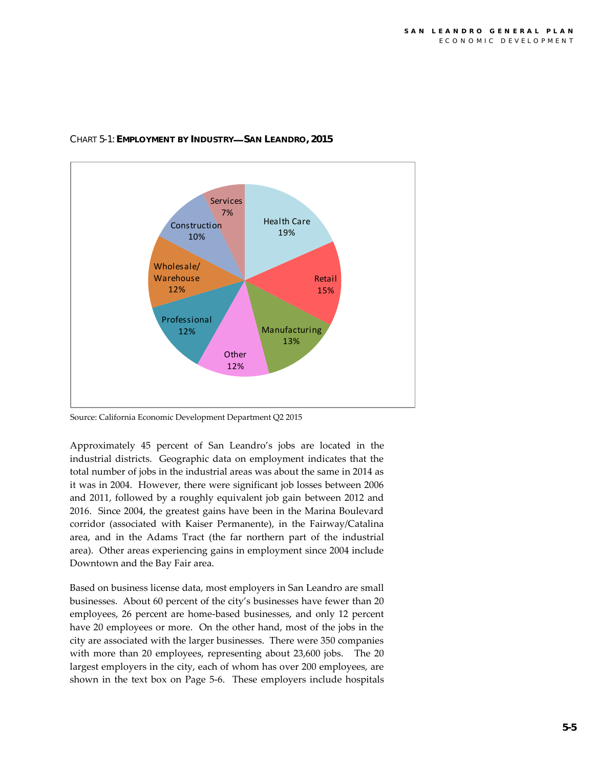CHART 5-1: **EMPLOYMENT BY INDUSTRY—SAN LEANDRO, 2015**

Source: California Economic Development Department Q2 2015

Approximately 45 percent of San Leandro's jobs are located in the industrial districts. Geographic data on employment indicates that the total number of jobs in the industrial areas was about the same in 2014 as it was in 2004. However, there were significant job losses between 2006 and 2011, followed by a roughly equivalent job gain between 2012 and 2016. Since 2004, the greatest gains have been in the Marina Boulevard corridor (associated with Kaiser Permanente), in the Fairway/Catalina area, and in the Adams Tract (the far northern part of the industrial area). Other areas experiencing gains in employment since 2004 include Downtown and the Bay Fair area.

Based on business license data, most employers in San Leandro are small businesses. About 60 percent of the city's businesses have fewer than 20 employees, 26 percent are home-based businesses, and only 12 percent have 20 employees or more. On the other hand, most of the jobs in the city are associated with the larger businesses. There were 350 companies with more than 20 employees, representing about 23,600 jobs. The 20 largest employers in the city, each of whom has over 200 employees, are shown in the text box on Page 5-6. These employers include hospitals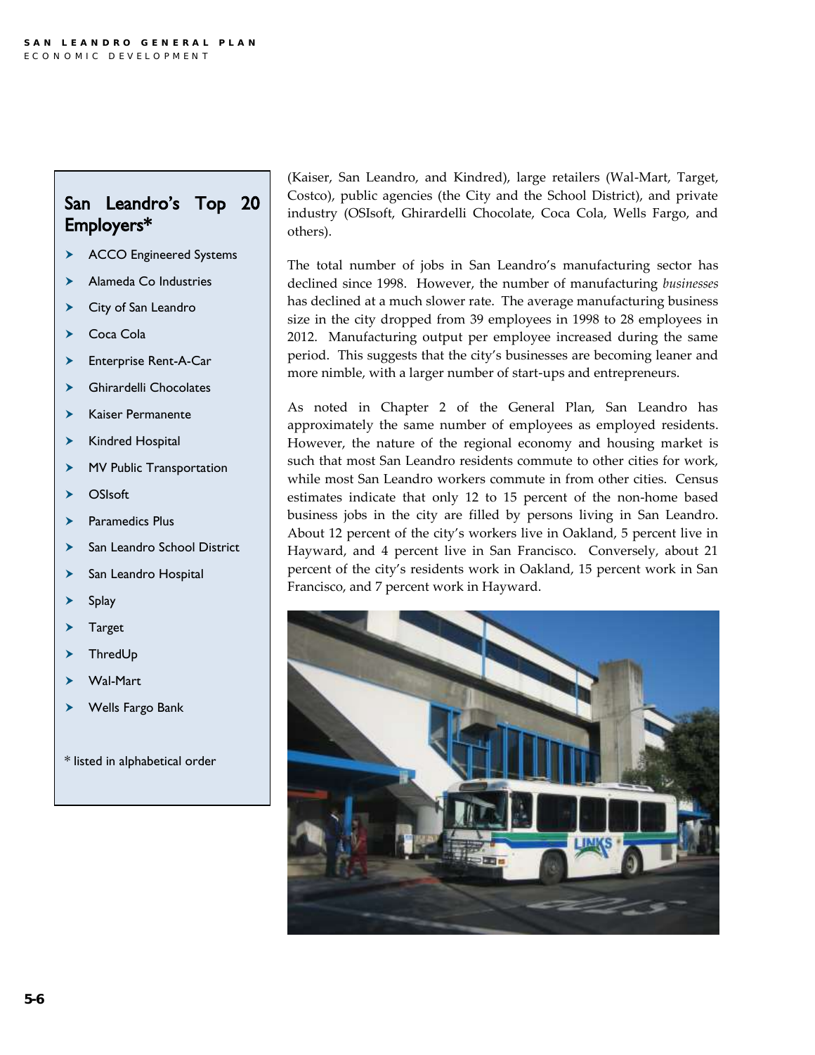(Kaiser, San Leandro, and Kindred), large retailers (Wal-Mart, Target, Costco), public agencies (the City and the School District), and private industry (OSIsoft, Ghirardelli Chocolate, Coca Cola, Wells Fargo, and others).

The total number of jobs in San Leandro's manufacturing sector has declined since 1998. However, the number of manufacturing *businesses* has declined at a much slower rate. The average manufacturing business size in the city dropped from 39 employees in 1998 to 28 employees in 2012. Manufacturing output per employee increased during the same period. This suggests that the city's businesses are becoming leaner and more nimble, with a larger number of start-ups and entrepreneurs.

As noted in Chapter 2 of the General Plan, San Leandro has approximately the same number of employees as employed residents. However, the nature of the regional economy and housing market is such that most San Leandro residents commute to other cities for work, while most San Leandro workers commute in from other cities. Census estimates indicate that only 12 to 15 percent of the non-home based business jobs in the city are filled by persons living in San Leandro. About 12 percent of the city's workers live in Oakland, 5 percent live in Hayward, and 4 percent live in San Francisco. Conversely, about 21 percent of the city's residents work in Oakland, 15 percent work in San Francisco, and 7 percent work in Hayward.

## San Leandro's Top 20 Employers*

- ACCO Engineered Systems
- Alameda Co Industries
- City of San Leandro
- Coca Cola
- Enterprise Rent-A-Car
- Ghirardelli Chocolates
- Kaiser Permanente
- Kindred Hospital
- MV Public Transportation
- OSIsoft
- Paramedics Plus
- San Leandro School District
- San Leandro Hospital
- Splay
- Target
- ThredUp
- Wal-Mart
- Wells Fargo Bank

* listed in alphabetical order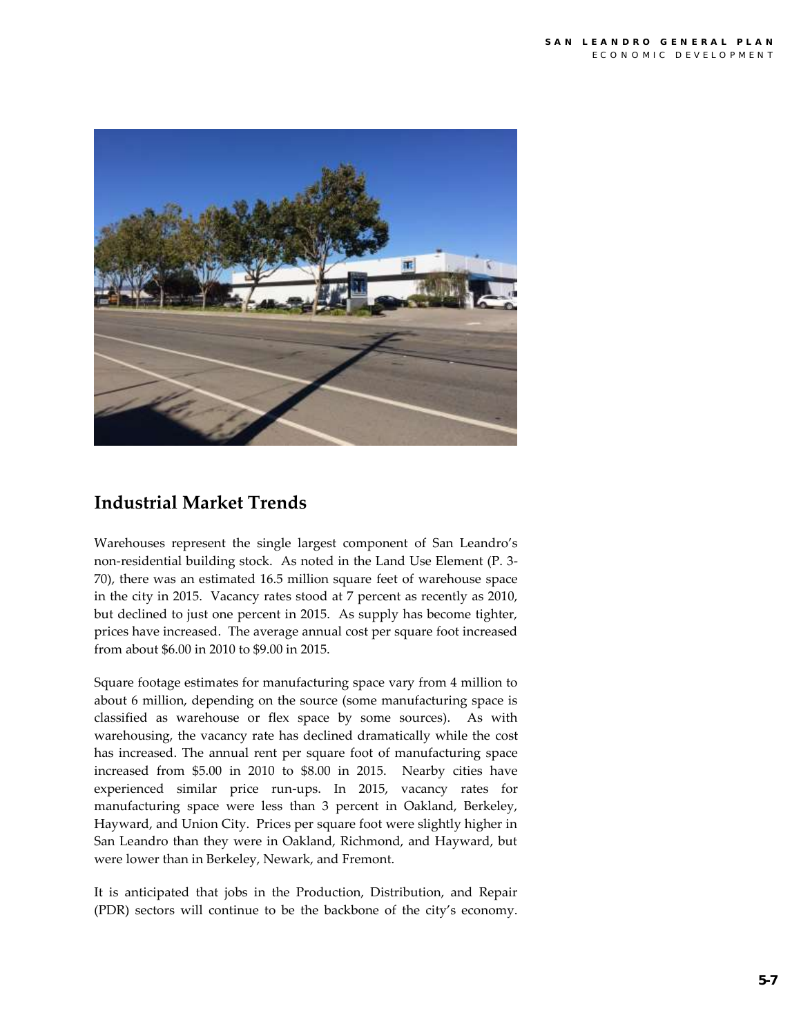## Industrial Market Trends

Warehouses represent the single largest component of San Leandro's non-residential building stock. As noted in the Land Use Element (P. 3-70), there was an estimated 16.5 million square feet of warehouse space in the city in 2015. Vacancy rates stood at 7 percent as recently as 2010, but declined to just one percent in 2015. As supply has become tighter, prices have increased. The average annual cost per square foot increased from about $6.00 in 2010 to $9.00 in 2015.

Square footage estimates for manufacturing space vary from 4 million to about 6 million, depending on the source (some manufacturing space is classified as warehouse or flex space by some sources). As with warehousing, the vacancy rate has declined dramatically while the cost has increased. The annual rent per square foot of manufacturing space increased from $5.00 in 2010 to $8.00 in 2015. Nearby cities have experienced similar price run-ups. In 2015, vacancy rates for manufacturing space were less than 3 percent in Oakland, Berkeley, Hayward, and Union City. Prices per square foot were slightly higher in San Leandro than they were in Oakland, Richmond, and Hayward, but were lower than in Berkeley, Newark, and Fremont.

It is anticipated that jobs in the Production, Distribution, and Repair (PDR) sectors will continue to be the backbone of the city's economy.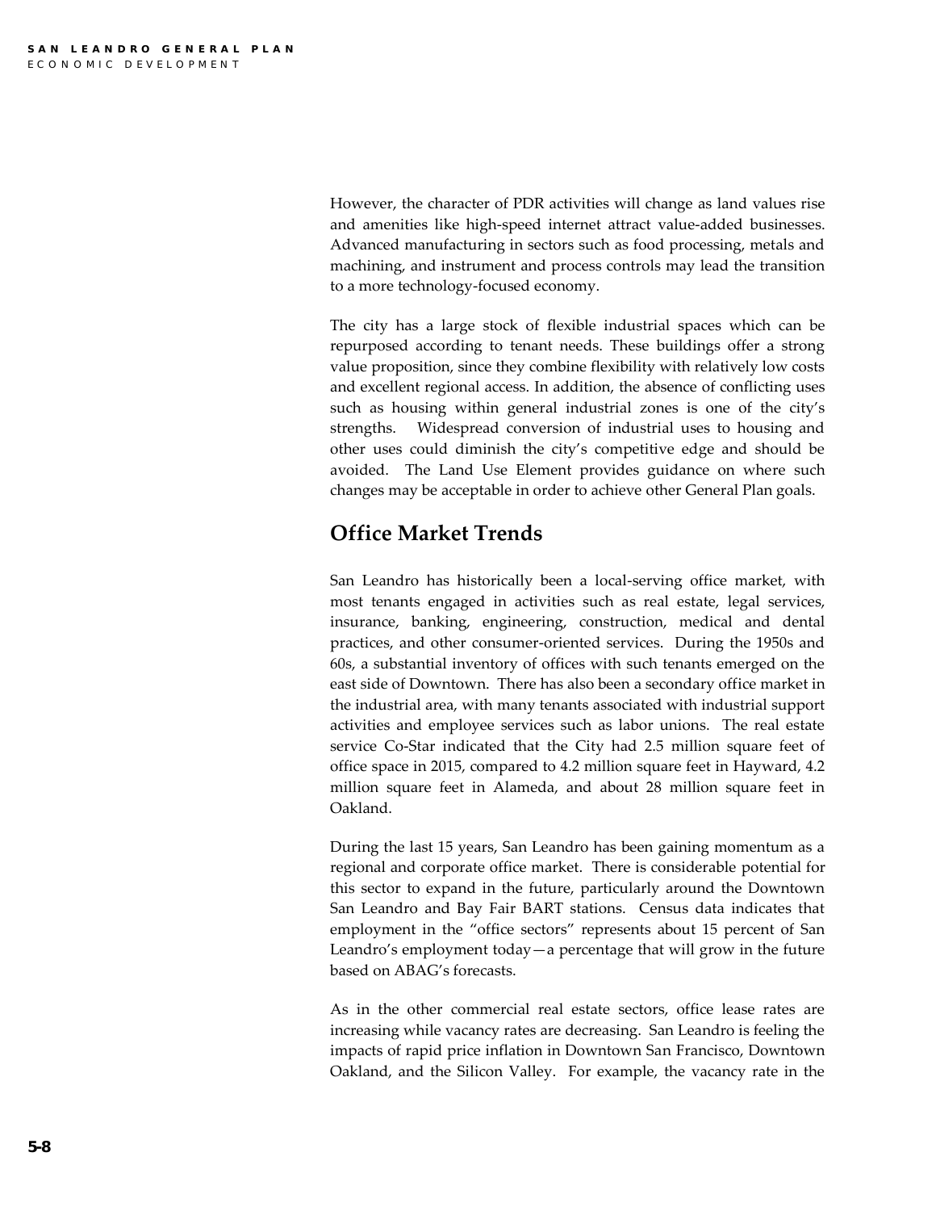However, the character of PDR activities will change as land values rise and amenities like high-speed internet attract value-added businesses. Advanced manufacturing in sectors such as food processing, metals and machining, and instrument and process controls may lead the transition to a more technology-focused economy.

The city has a large stock of flexible industrial spaces which can be repurposed according to tenant needs. These buildings offer a strong value proposition, since they combine flexibility with relatively low costs and excellent regional access. In addition, the absence of conflicting uses such as housing within general industrial zones is one of the city's strengths. Widespread conversion of industrial uses to housing and other uses could diminish the city's competitive edge and should be avoided. The Land Use Element provides guidance on where such changes may be acceptable in order to achieve other General Plan goals.

## Office Market Trends

San Leandro has historically been a local-serving office market, with most tenants engaged in activities such as real estate, legal services, insurance, banking, engineering, construction, medical and dental practices, and other consumer-oriented services. During the 1950s and 60s, a substantial inventory of offices with such tenants emerged on the east side of Downtown. There has also been a secondary office market in the industrial area, with many tenants associated with industrial support activities and employee services such as labor unions. The real estate service Co-Star indicated that the City had 2.5 million square feet of office space in 2015, compared to 4.2 million square feet in Hayward, 4.2 million square feet in Alameda, and about 28 million square feet in Oakland.

During the last 15 years, San Leandro has been gaining momentum as a regional and corporate office market. There is considerable potential for this sector to expand in the future, particularly around the Downtown San Leandro and Bay Fair BART stations. Census data indicates that employment in the "office sectors" represents about 15 percent of San Leandro's employment today—a percentage that will grow in the future based on ABAG's forecasts.

As in the other commercial real estate sectors, office lease rates are increasing while vacancy rates are decreasing. San Leandro is feeling the impacts of rapid price inflation in Downtown San Francisco, Downtown Oakland, and the Silicon Valley. For example, the vacancy rate in the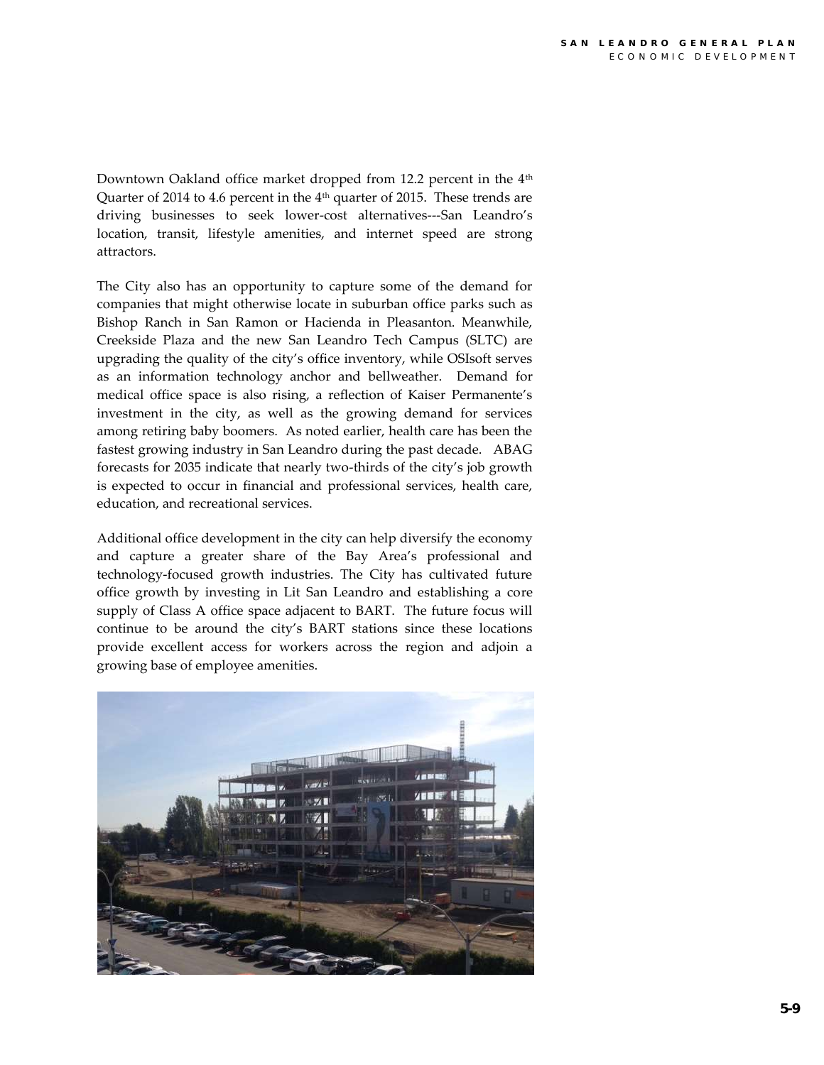Downtown Oakland office market dropped from 12.2 percent in the 4th Quarter of 2014 to 4.6 percent in the 4th quarter of 2015. These trends are driving businesses to seek lower-cost alternatives---San Leandro's location, transit, lifestyle amenities, and internet speed are strong attractors.

The City also has an opportunity to capture some of the demand for companies that might otherwise locate in suburban office parks such as Bishop Ranch in San Ramon or Hacienda in Pleasanton. Meanwhile, Creekside Plaza and the new San Leandro Tech Campus (SLTC) are upgrading the quality of the city's office inventory, while OSIsoft serves as an information technology anchor and bellweather. Demand for medical office space is also rising, a reflection of Kaiser Permanente's investment in the city, as well as the growing demand for services among retiring baby boomers. As noted earlier, health care has been the fastest growing industry in San Leandro during the past decade. ABAG forecasts for 2035 indicate that nearly two-thirds of the city's job growth is expected to occur in financial and professional services, health care, education, and recreational services.

Additional office development in the city can help diversify the economy and capture a greater share of the Bay Area's professional and technology-focused growth industries. The City has cultivated future office growth by investing in Lit San Leandro and establishing a core supply of Class A office space adjacent to BART. The future focus will continue to be around the city's BART stations since these locations provide excellent access for workers across the region and adjoin a growing base of employee amenities.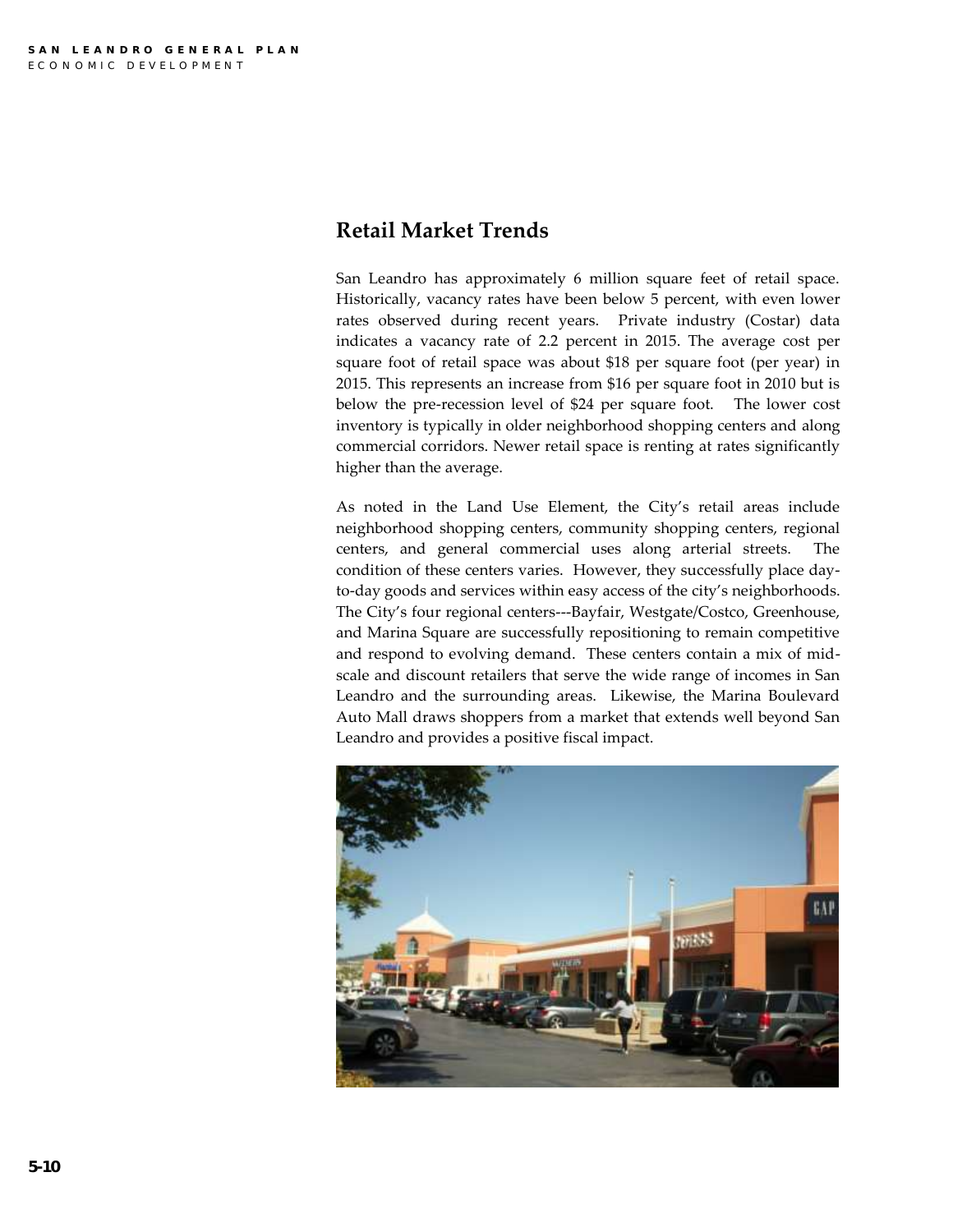## Retail Market Trends

San Leandro has approximately 6 million square feet of retail space. Historically, vacancy rates have been below 5 percent, with even lower rates observed during recent years. Private industry (Costar) data indicates a vacancy rate of 2.2 percent in 2015. The average cost per square foot of retail space was about $18 per square foot (per year) in 2015. This represents an increase from $16 per square foot in 2010 but is below the pre-recession level of $24 per square foot. The lower cost inventory is typically in older neighborhood shopping centers and along commercial corridors. Newer retail space is renting at rates significantly higher than the average.

As noted in the Land Use Element, the City's retail areas include neighborhood shopping centers, community shopping centers, regional centers, and general commercial uses along arterial streets. The condition of these centers varies. However, they successfully place day-to-day goods and services within easy access of the city's neighborhoods. The City's four regional centers---Bayfair, Westgate/Costco, Greenhouse, and Marina Square are successfully repositioning to remain competitive and respond to evolving demand. These centers contain a mix of mid-scale and discount retailers that serve the wide range of incomes in San Leandro and the surrounding areas. Likewise, the Marina Boulevard Auto Mall draws shoppers from a market that extends well beyond San Leandro and provides a positive fiscal impact.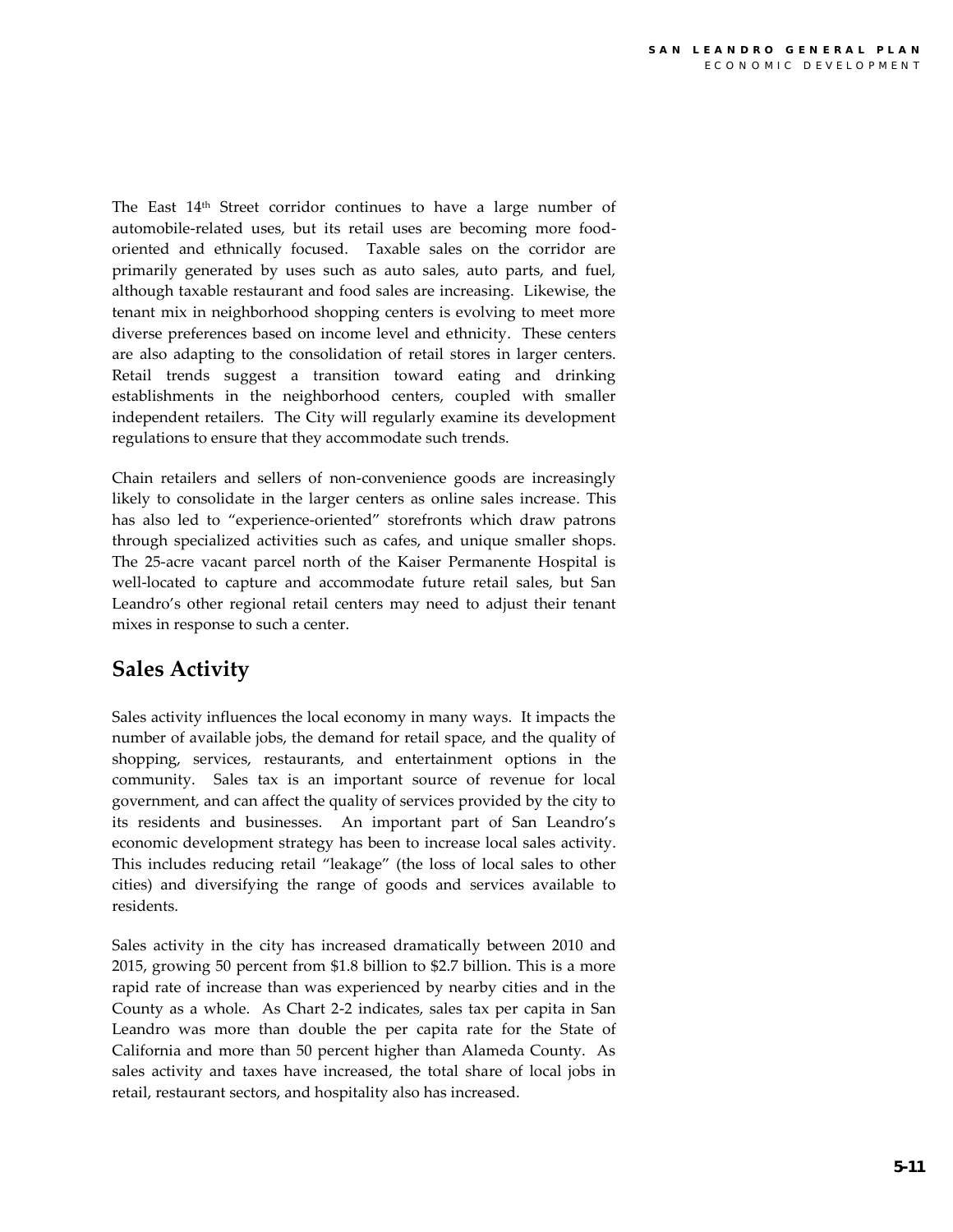The East 14th Street corridor continues to have a large number of automobile-related uses, but its retail uses are becoming more food-oriented and ethnically focused. Taxable sales on the corridor are primarily generated by uses such as auto sales, auto parts, and fuel, although taxable restaurant and food sales are increasing. Likewise, the tenant mix in neighborhood shopping centers is evolving to meet more diverse preferences based on income level and ethnicity. These centers are also adapting to the consolidation of retail stores in larger centers. Retail trends suggest a transition toward eating and drinking establishments in the neighborhood centers, coupled with smaller independent retailers. The City will regularly examine its development regulations to ensure that they accommodate such trends.

Chain retailers and sellers of non-convenience goods are increasingly likely to consolidate in the larger centers as online sales increase. This has also led to "experience-oriented" storefronts which draw patrons through specialized activities such as cafes, and unique smaller shops. The 25-acre vacant parcel north of the Kaiser Permanente Hospital is well-located to capture and accommodate future retail sales, but San Leandro's other regional retail centers may need to adjust their tenant mixes in response to such a center.

## Sales Activity

Sales activity influences the local economy in many ways. It impacts the number of available jobs, the demand for retail space, and the quality of shopping, services, restaurants, and entertainment options in the community. Sales tax is an important source of revenue for local government, and can affect the quality of services provided by the city to its residents and businesses. An important part of San Leandro's economic development strategy has been to increase local sales activity. This includes reducing retail "leakage" (the loss of local sales to other cities) and diversifying the range of goods and services available to residents.

Sales activity in the city has increased dramatically between 2010 and 2015, growing 50 percent from $1.8 billion to $2.7 billion. This is a more rapid rate of increase than was experienced by nearby cities and in the County as a whole. As Chart 2-2 indicates, sales tax per capita in San Leandro was more than double the per capita rate for the State of California and more than 50 percent higher than Alameda County. As sales activity and taxes have increased, the total share of local jobs in retail, restaurant sectors, and hospitality also has increased.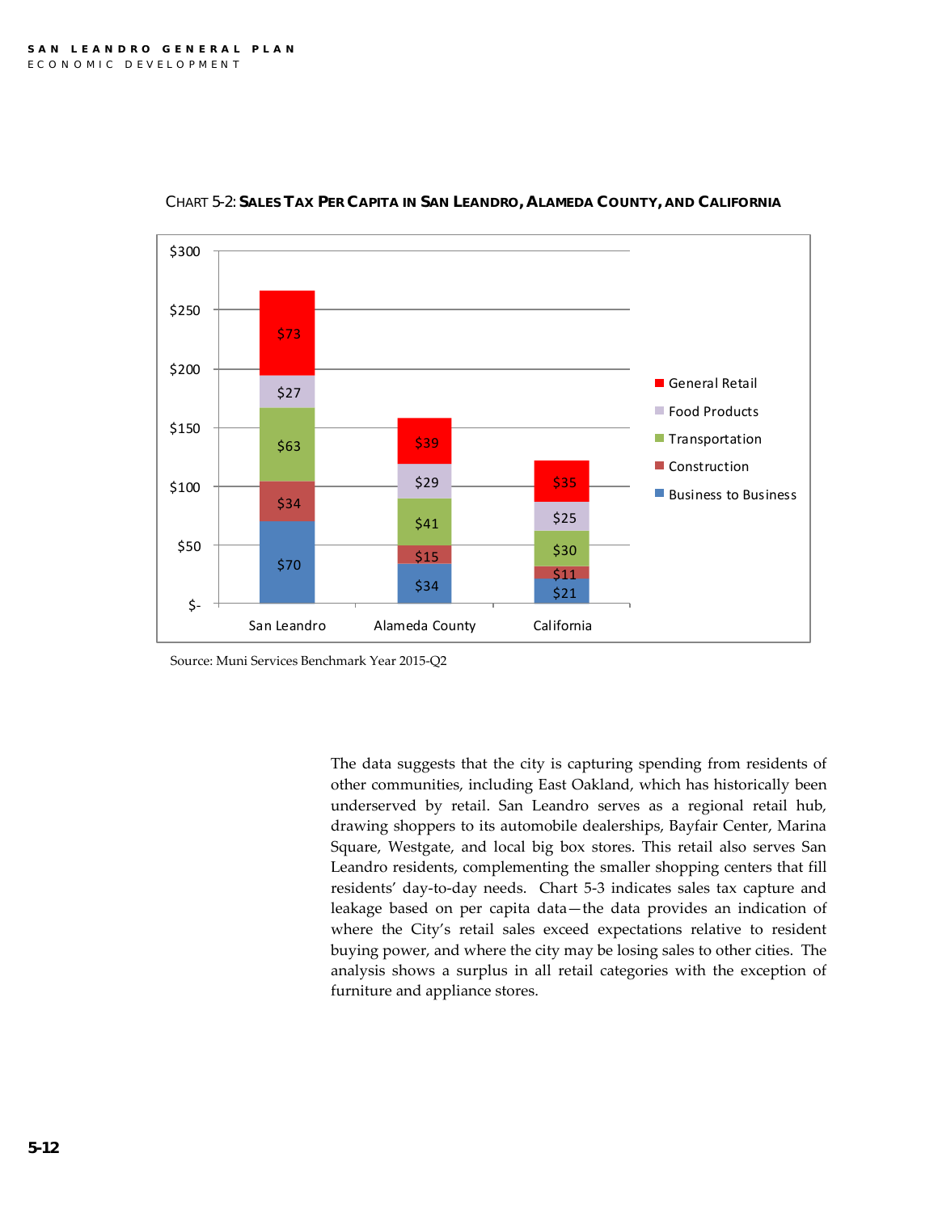CHART 5-2: **SALES TAX PER CAPITA IN SAN LEANDRO, ALAMEDA COUNTY, AND CALIFORNIA**

| | San Leandro | Alameda County | California |
|---|---|---|---|
| General Retail | $73 | $39 | $35 |
| Food Products | $27 | $29 | $25 |
| Transportation | $63 | $41 | $30 |
| Construction | $34 | $15 | $11 |
| Business to Business | $70 | $34 | $21 |

Source: Muni Services Benchmark Year 2015-Q2

The data suggests that the city is capturing spending from residents of other communities, including East Oakland, which has historically been underserved by retail. San Leandro serves as a regional retail hub, drawing shoppers to its automobile dealerships, Bayfair Center, Marina Square, Westgate, and local big box stores. This retail also serves San Leandro residents, complementing the smaller shopping centers that fill residents' day-to-day needs. Chart 5-3 indicates sales tax capture and leakage based on per capita data—the data provides an indication of where the City's retail sales exceed expectations relative to resident buying power, and where the city may be losing sales to other cities. The analysis shows a surplus in all retail categories with the exception of furniture and appliance stores.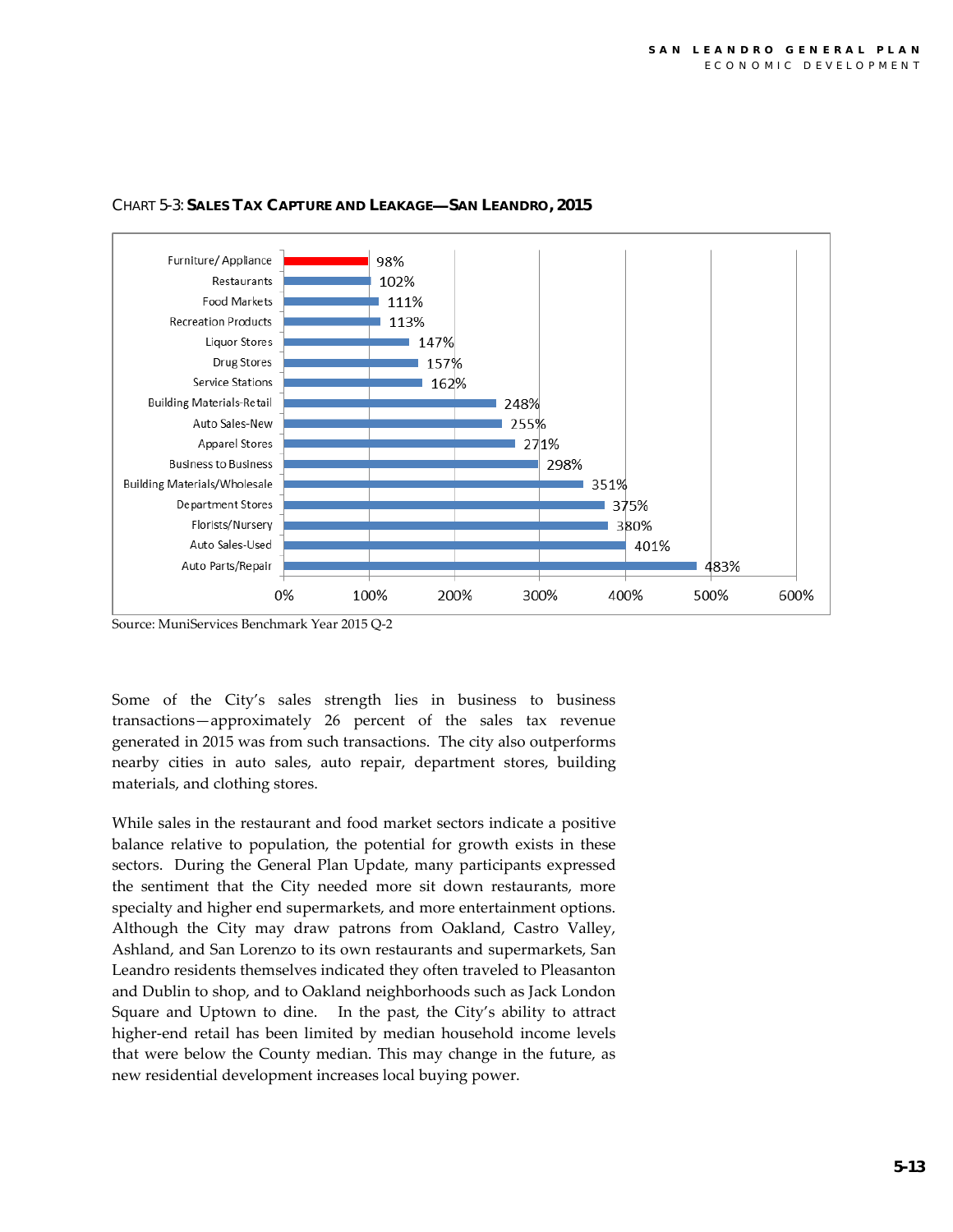CHART 5-3: **SALES TAX CAPTURE AND LEAKAGE—SAN LEANDRO, 2015**

| Category | Capture/Leakage |
|---|---|
| Furniture/ Appliance | 98% |
| Restaurants | 102% |
| Food Markets | 111% |
| Recreation Products | 113% |
| Liquor Stores | 147% |
| Drug Stores | 157% |
| Service Stations | 162% |
| Building Materials-Retail | 248% |
| Auto Sales-New | 255% |
| Apparel Stores | 271% |
| Business to Business | 298% |
| Building Materials/Wholesale | 351% |
| Department Stores | 375% |
| Florists/Nursery | 380% |
| Auto Sales-Used | 401% |
| Auto Parts/Repair | 483% |

Source: MuniServices Benchmark Year 2015 Q-2

Some of the City's sales strength lies in business to business transactions—approximately 26 percent of the sales tax revenue generated in 2015 was from such transactions. The city also outperforms nearby cities in auto sales, auto repair, department stores, building materials, and clothing stores.

While sales in the restaurant and food market sectors indicate a positive balance relative to population, the potential for growth exists in these sectors. During the General Plan Update, many participants expressed the sentiment that the City needed more sit down restaurants, more specialty and higher end supermarkets, and more entertainment options. Although the City may draw patrons from Oakland, Castro Valley, Ashland, and San Lorenzo to its own restaurants and supermarkets, San Leandro residents themselves indicated they often traveled to Pleasanton and Dublin to shop, and to Oakland neighborhoods such as Jack London Square and Uptown to dine. In the past, the City's ability to attract higher-end retail has been limited by median household income levels that were below the County median. This may change in the future, as new residential development increases local buying power.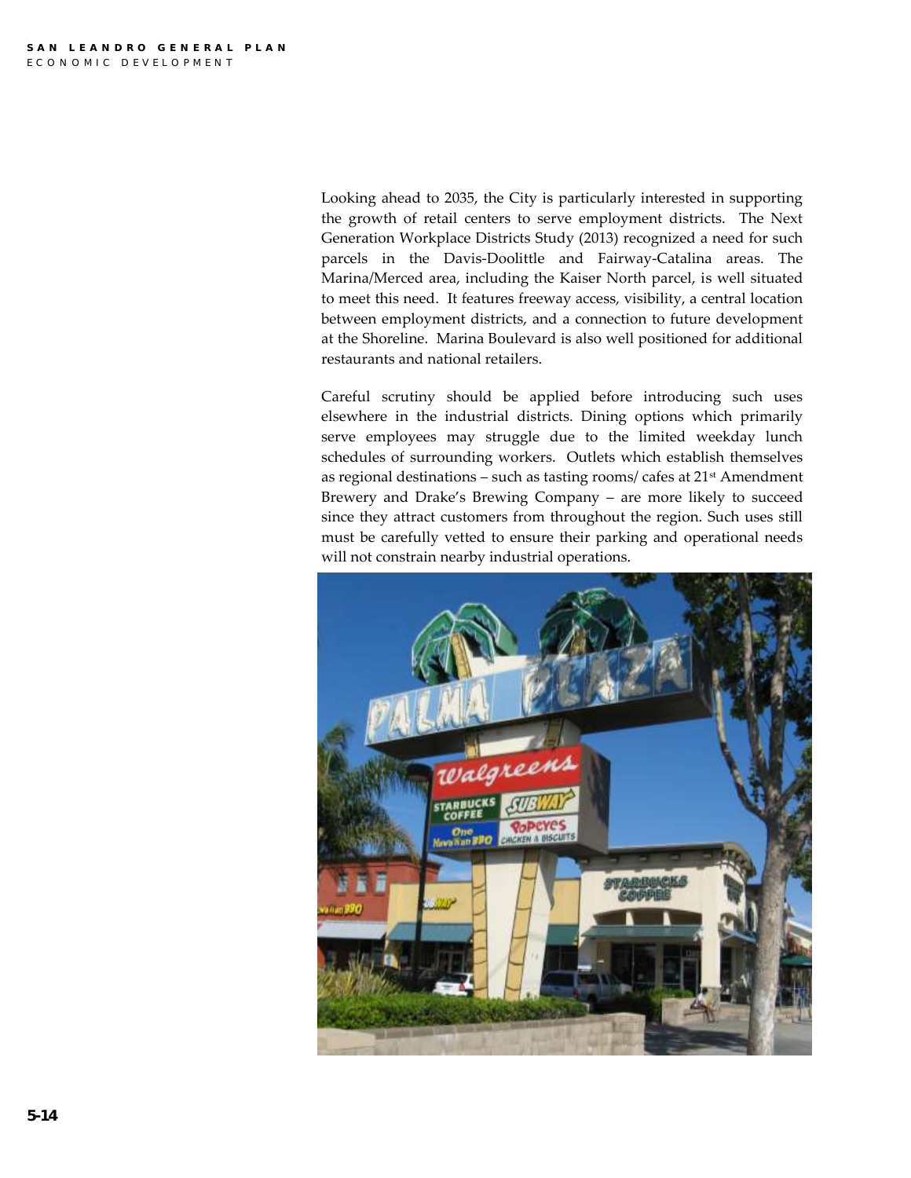Looking ahead to 2035, the City is particularly interested in supporting the growth of retail centers to serve employment districts. The Next Generation Workplace Districts Study (2013) recognized a need for such parcels in the Davis-Doolittle and Fairway-Catalina areas. The Marina/Merced area, including the Kaiser North parcel, is well situated to meet this need. It features freeway access, visibility, a central location between employment districts, and a connection to future development at the Shoreline. Marina Boulevard is also well positioned for additional restaurants and national retailers.

Careful scrutiny should be applied before introducing such uses elsewhere in the industrial districts. Dining options which primarily serve employees may struggle due to the limited weekday lunch schedules of surrounding workers. Outlets which establish themselves as regional destinations – such as tasting rooms/ cafes at 21st Amendment Brewery and Drake's Brewing Company – are more likely to succeed since they attract customers from throughout the region. Such uses still must be carefully vetted to ensure their parking and operational needs will not constrain nearby industrial operations.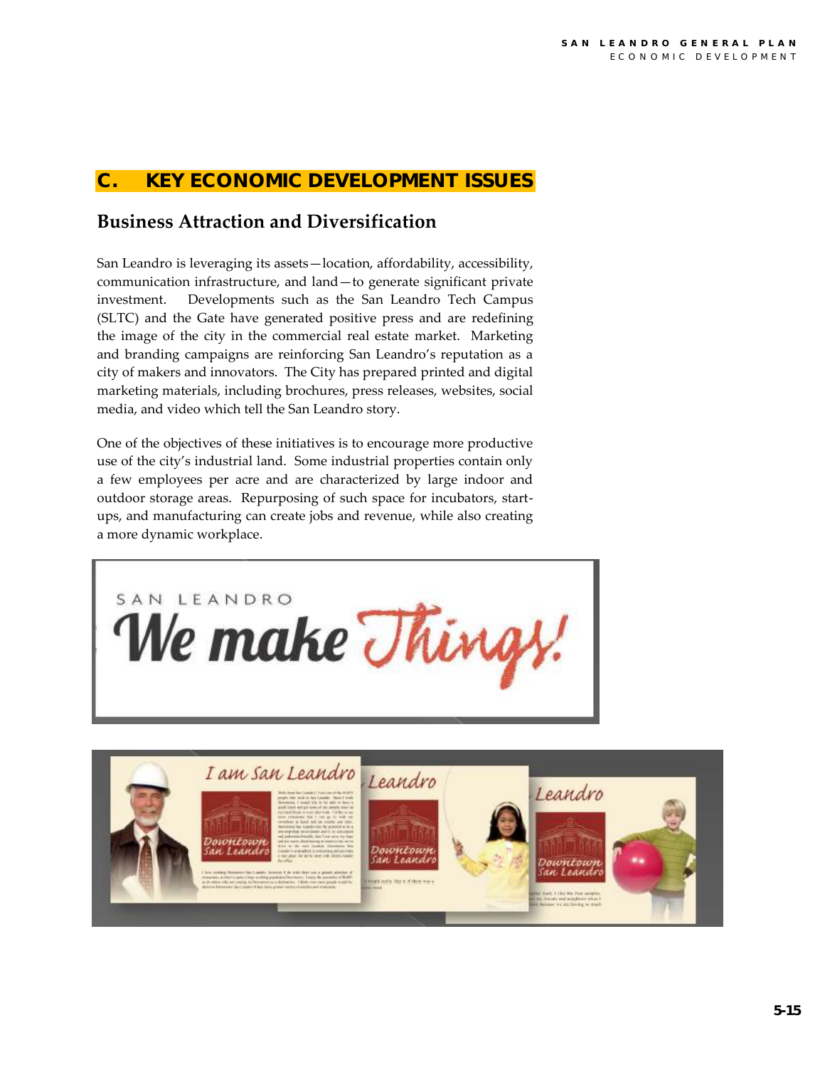## C. KEY ECONOMIC DEVELOPMENT ISSUES

### Business Attraction and Diversification

San Leandro is leveraging its assets—location, affordability, accessibility, communication infrastructure, and land—to generate significant private investment. Developments such as the San Leandro Tech Campus (SLTC) and the Gate have generated positive press and are redefining the image of the city in the commercial real estate market. Marketing and branding campaigns are reinforcing San Leandro's reputation as a city of makers and innovators. The City has prepared printed and digital marketing materials, including brochures, press releases, websites, social media, and video which tell the San Leandro story.

One of the objectives of these initiatives is to encourage more productive use of the city's industrial land. Some industrial properties contain only a few employees per acre and are characterized by large indoor and outdoor storage areas. Repurposing of such space for incubators, start-ups, and manufacturing can create jobs and revenue, while also creating a more dynamic workplace.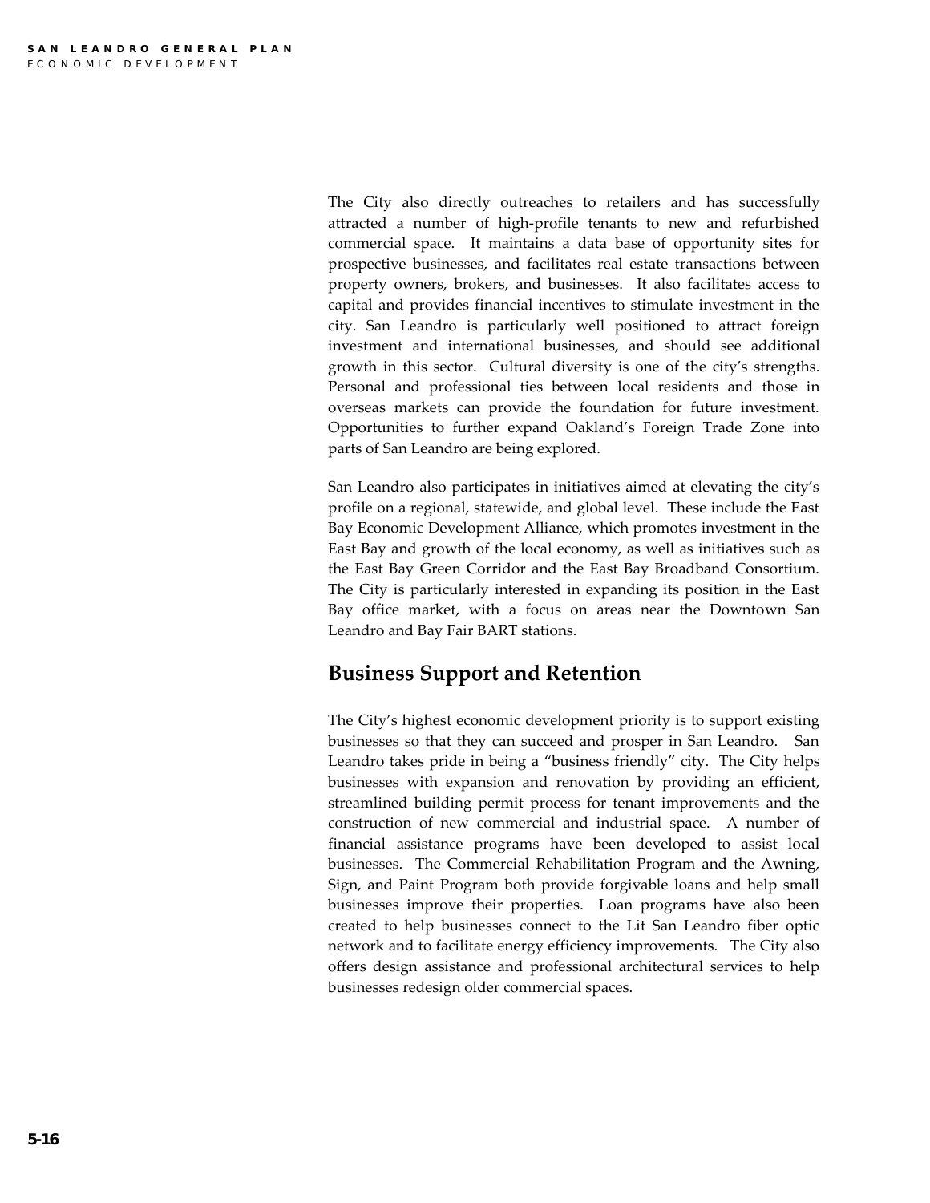The City also directly outreaches to retailers and has successfully attracted a number of high-profile tenants to new and refurbished commercial space. It maintains a data base of opportunity sites for prospective businesses, and facilitates real estate transactions between property owners, brokers, and businesses. It also facilitates access to capital and provides financial incentives to stimulate investment in the city. San Leandro is particularly well positioned to attract foreign investment and international businesses, and should see additional growth in this sector. Cultural diversity is one of the city's strengths. Personal and professional ties between local residents and those in overseas markets can provide the foundation for future investment. Opportunities to further expand Oakland's Foreign Trade Zone into parts of San Leandro are being explored.

San Leandro also participates in initiatives aimed at elevating the city's profile on a regional, statewide, and global level. These include the East Bay Economic Development Alliance, which promotes investment in the East Bay and growth of the local economy, as well as initiatives such as the East Bay Green Corridor and the East Bay Broadband Consortium. The City is particularly interested in expanding its position in the East Bay office market, with a focus on areas near the Downtown San Leandro and Bay Fair BART stations.

## Business Support and Retention

The City's highest economic development priority is to support existing businesses so that they can succeed and prosper in San Leandro. San Leandro takes pride in being a "business friendly" city. The City helps businesses with expansion and renovation by providing an efficient, streamlined building permit process for tenant improvements and the construction of new commercial and industrial space. A number of financial assistance programs have been developed to assist local businesses. The Commercial Rehabilitation Program and the Awning, Sign, and Paint Program both provide forgivable loans and help small businesses improve their properties. Loan programs have also been created to help businesses connect to the Lit San Leandro fiber optic network and to facilitate energy efficiency improvements. The City also offers design assistance and professional architectural services to help businesses redesign older commercial spaces.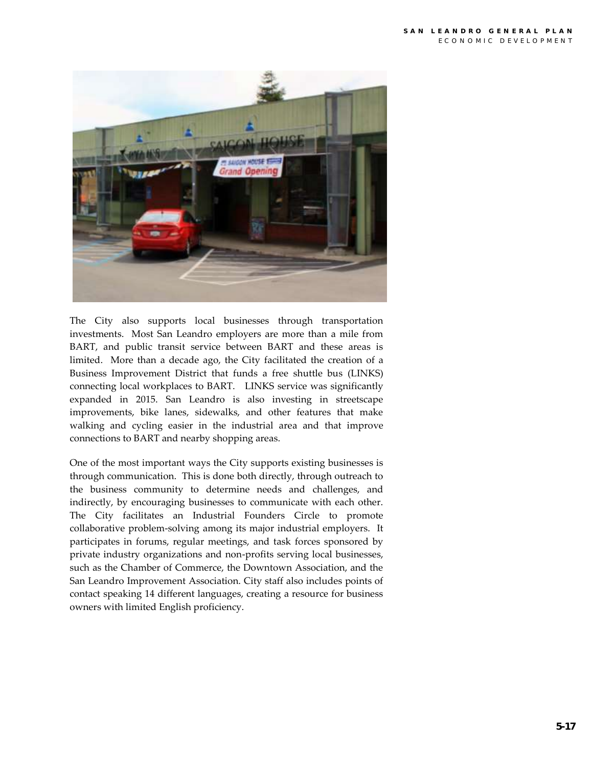The City also supports local businesses through transportation investments. Most San Leandro employers are more than a mile from BART, and public transit service between BART and these areas is limited. More than a decade ago, the City facilitated the creation of a Business Improvement District that funds a free shuttle bus (LINKS) connecting local workplaces to BART. LINKS service was significantly expanded in 2015. San Leandro is also investing in streetscape improvements, bike lanes, sidewalks, and other features that make walking and cycling easier in the industrial area and that improve connections to BART and nearby shopping areas.

One of the most important ways the City supports existing businesses is through communication. This is done both directly, through outreach to the business community to determine needs and challenges, and indirectly, by encouraging businesses to communicate with each other. The City facilitates an Industrial Founders Circle to promote collaborative problem-solving among its major industrial employers. It participates in forums, regular meetings, and task forces sponsored by private industry organizations and non-profits serving local businesses, such as the Chamber of Commerce, the Downtown Association, and the San Leandro Improvement Association. City staff also includes points of contact speaking 14 different languages, creating a resource for business owners with limited English proficiency.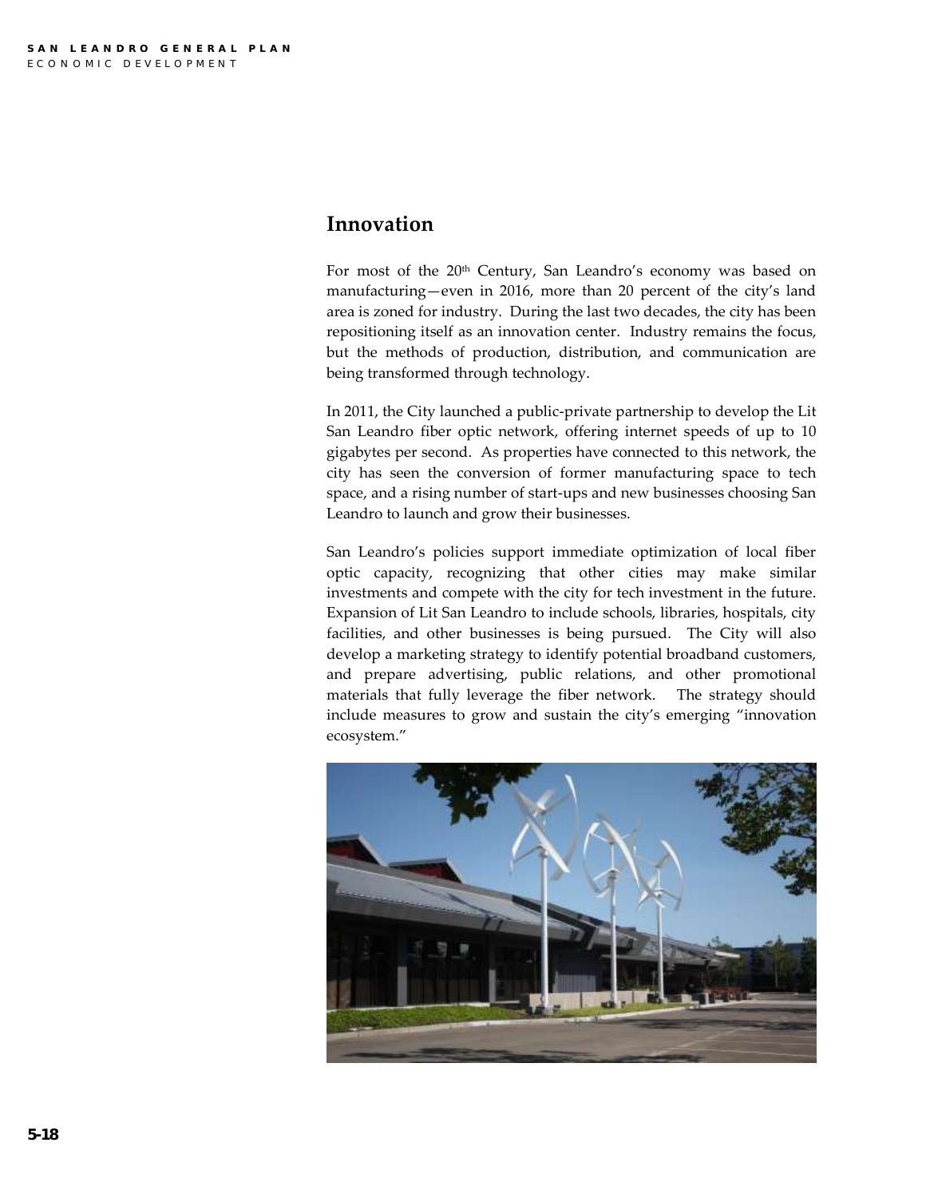## Innovation

For most of the 20th Century, San Leandro's economy was based on manufacturing—even in 2016, more than 20 percent of the city's land area is zoned for industry. During the last two decades, the city has been repositioning itself as an innovation center. Industry remains the focus, but the methods of production, distribution, and communication are being transformed through technology.

In 2011, the City launched a public-private partnership to develop the Lit San Leandro fiber optic network, offering internet speeds of up to 10 gigabytes per second. As properties have connected to this network, the city has seen the conversion of former manufacturing space to tech space, and a rising number of start-ups and new businesses choosing San Leandro to launch and grow their businesses.

San Leandro's policies support immediate optimization of local fiber optic capacity, recognizing that other cities may make similar investments and compete with the city for tech investment in the future. Expansion of Lit San Leandro to include schools, libraries, hospitals, city facilities, and other businesses is being pursued. The City will also develop a marketing strategy to identify potential broadband customers, and prepare advertising, public relations, and other promotional materials that fully leverage the fiber network. The strategy should include measures to grow and sustain the city's emerging "innovation ecosystem."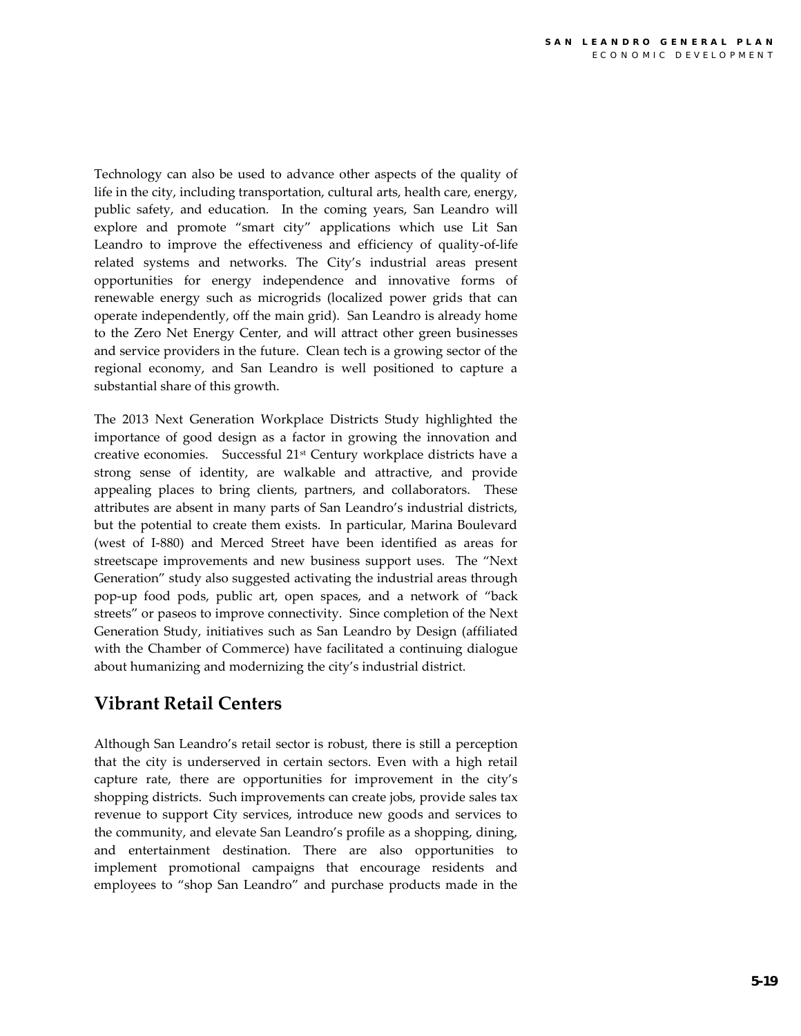Technology can also be used to advance other aspects of the quality of life in the city, including transportation, cultural arts, health care, energy, public safety, and education. In the coming years, San Leandro will explore and promote "smart city" applications which use Lit San Leandro to improve the effectiveness and efficiency of quality-of-life related systems and networks. The City's industrial areas present opportunities for energy independence and innovative forms of renewable energy such as microgrids (localized power grids that can operate independently, off the main grid). San Leandro is already home to the Zero Net Energy Center, and will attract other green businesses and service providers in the future. Clean tech is a growing sector of the regional economy, and San Leandro is well positioned to capture a substantial share of this growth.

The 2013 Next Generation Workplace Districts Study highlighted the importance of good design as a factor in growing the innovation and creative economies. Successful 21st Century workplace districts have a strong sense of identity, are walkable and attractive, and provide appealing places to bring clients, partners, and collaborators. These attributes are absent in many parts of San Leandro's industrial districts, but the potential to create them exists. In particular, Marina Boulevard (west of I-880) and Merced Street have been identified as areas for streetscape improvements and new business support uses. The "Next Generation" study also suggested activating the industrial areas through pop-up food pods, public art, open spaces, and a network of "back streets" or paseos to improve connectivity. Since completion of the Next Generation Study, initiatives such as San Leandro by Design (affiliated with the Chamber of Commerce) have facilitated a continuing dialogue about humanizing and modernizing the city's industrial district.

## Vibrant Retail Centers

Although San Leandro's retail sector is robust, there is still a perception that the city is underserved in certain sectors. Even with a high retail capture rate, there are opportunities for improvement in the city's shopping districts. Such improvements can create jobs, provide sales tax revenue to support City services, introduce new goods and services to the community, and elevate San Leandro's profile as a shopping, dining, and entertainment destination. There are also opportunities to implement promotional campaigns that encourage residents and employees to "shop San Leandro" and purchase products made in the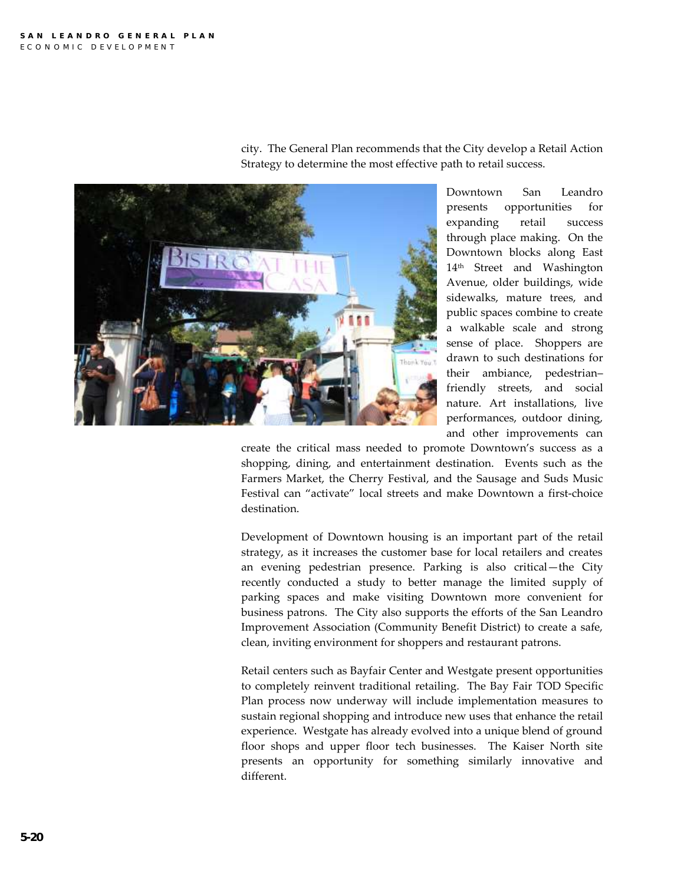city. The General Plan recommends that the City develop a Retail Action Strategy to determine the most effective path to retail success.

Downtown San Leandro presents opportunities for expanding retail success through place making. On the Downtown blocks along East 14th Street and Washington Avenue, older buildings, wide sidewalks, mature trees, and public spaces combine to create a walkable scale and strong sense of place. Shoppers are drawn to such destinations for their ambiance, pedestrian–friendly streets, and social nature. Art installations, live performances, outdoor dining, and other improvements can create the critical mass needed to promote Downtown's success as a shopping, dining, and entertainment destination. Events such as the Farmers Market, the Cherry Festival, and the Sausage and Suds Music Festival can "activate" local streets and make Downtown a first-choice destination.

Development of Downtown housing is an important part of the retail strategy, as it increases the customer base for local retailers and creates an evening pedestrian presence. Parking is also critical—the City recently conducted a study to better manage the limited supply of parking spaces and make visiting Downtown more convenient for business patrons. The City also supports the efforts of the San Leandro Improvement Association (Community Benefit District) to create a safe, clean, inviting environment for shoppers and restaurant patrons.

Retail centers such as Bayfair Center and Westgate present opportunities to completely reinvent traditional retailing. The Bay Fair TOD Specific Plan process now underway will include implementation measures to sustain regional shopping and introduce new uses that enhance the retail experience. Westgate has already evolved into a unique blend of ground floor shops and upper floor tech businesses. The Kaiser North site presents an opportunity for something similarly innovative and different.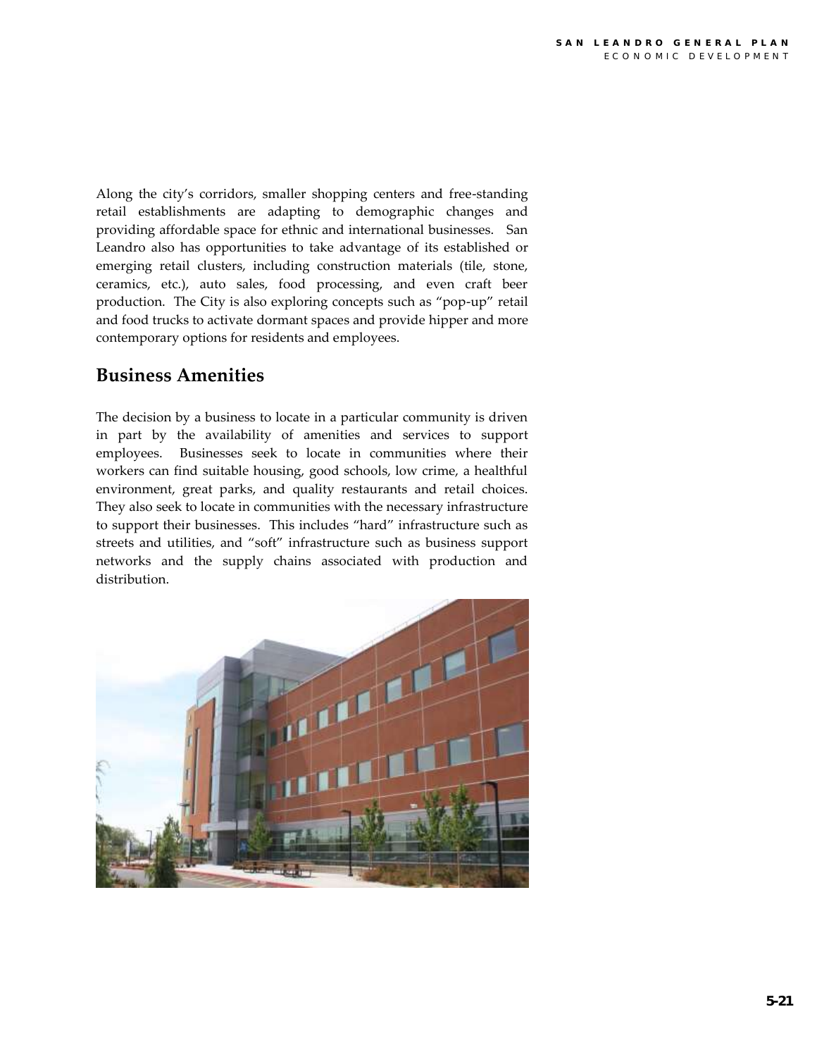Along the city's corridors, smaller shopping centers and free-standing retail establishments are adapting to demographic changes and providing affordable space for ethnic and international businesses. San Leandro also has opportunities to take advantage of its established or emerging retail clusters, including construction materials (tile, stone, ceramics, etc.), auto sales, food processing, and even craft beer production. The City is also exploring concepts such as "pop-up" retail and food trucks to activate dormant spaces and provide hipper and more contemporary options for residents and employees.

## Business Amenities

The decision by a business to locate in a particular community is driven in part by the availability of amenities and services to support employees. Businesses seek to locate in communities where their workers can find suitable housing, good schools, low crime, a healthful environment, great parks, and quality restaurants and retail choices. They also seek to locate in communities with the necessary infrastructure to support their businesses. This includes "hard" infrastructure such as streets and utilities, and "soft" infrastructure such as business support networks and the supply chains associated with production and distribution.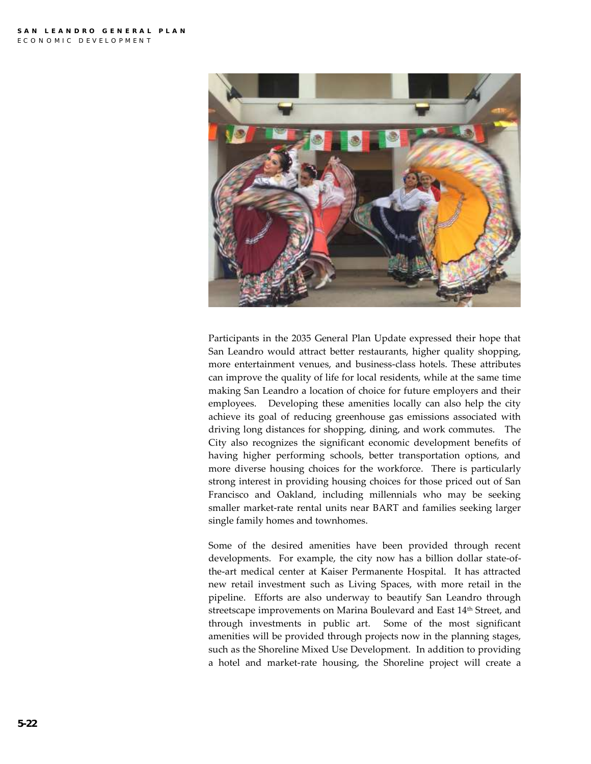Participants in the 2035 General Plan Update expressed their hope that San Leandro would attract better restaurants, higher quality shopping, more entertainment venues, and business-class hotels. These attributes can improve the quality of life for local residents, while at the same time making San Leandro a location of choice for future employers and their employees. Developing these amenities locally can also help the city achieve its goal of reducing greenhouse gas emissions associated with driving long distances for shopping, dining, and work commutes. The City also recognizes the significant economic development benefits of having higher performing schools, better transportation options, and more diverse housing choices for the workforce. There is particularly strong interest in providing housing choices for those priced out of San Francisco and Oakland, including millennials who may be seeking smaller market-rate rental units near BART and families seeking larger single family homes and townhomes.

Some of the desired amenities have been provided through recent developments. For example, the city now has a billion dollar state-of-the-art medical center at Kaiser Permanente Hospital. It has attracted new retail investment such as Living Spaces, with more retail in the pipeline. Efforts are also underway to beautify San Leandro through streetscape improvements on Marina Boulevard and East 14th Street, and through investments in public art. Some of the most significant amenities will be provided through projects now in the planning stages, such as the Shoreline Mixed Use Development. In addition to providing a hotel and market-rate housing, the Shoreline project will create a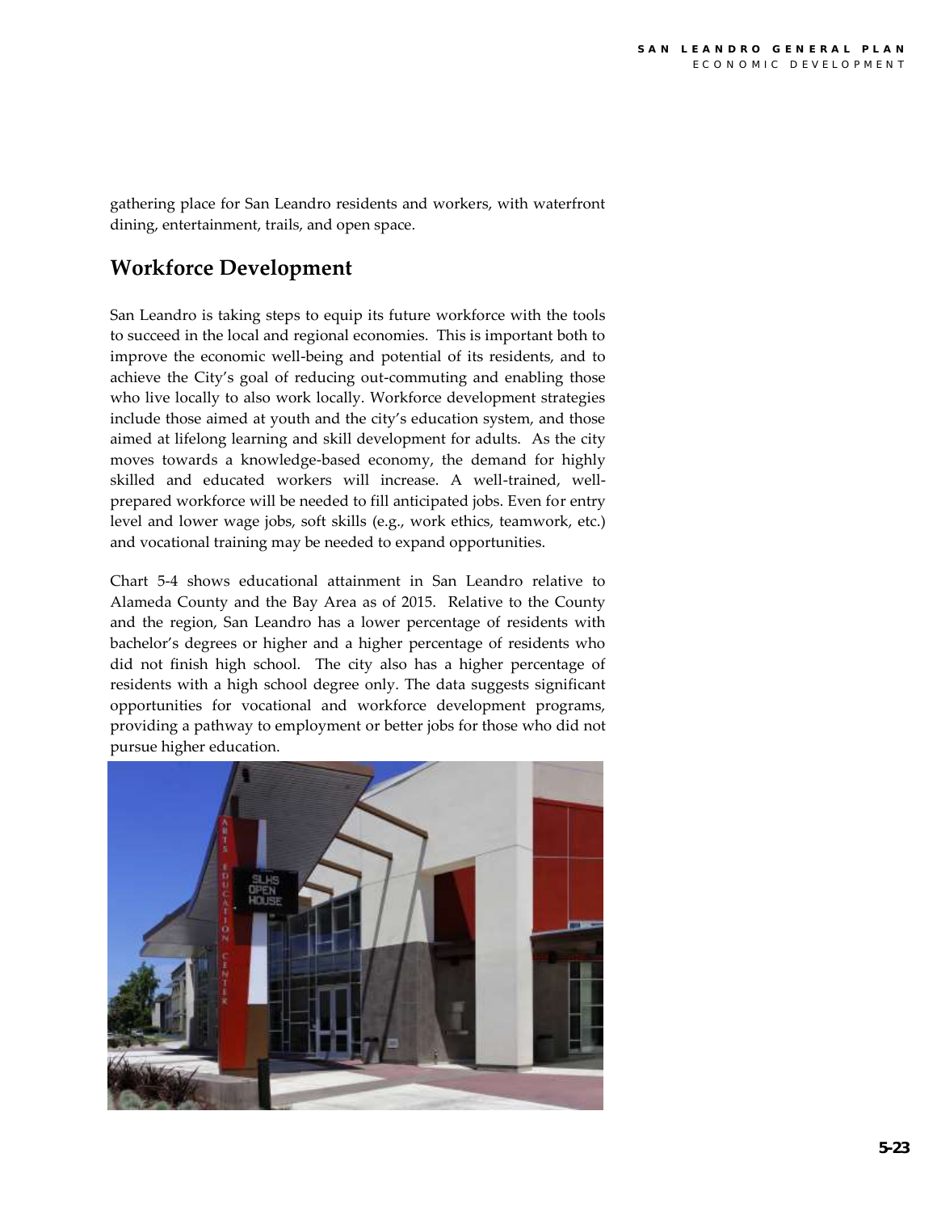gathering place for San Leandro residents and workers, with waterfront dining, entertainment, trails, and open space.

## Workforce Development

San Leandro is taking steps to equip its future workforce with the tools to succeed in the local and regional economies. This is important both to improve the economic well-being and potential of its residents, and to achieve the City's goal of reducing out-commuting and enabling those who live locally to also work locally. Workforce development strategies include those aimed at youth and the city's education system, and those aimed at lifelong learning and skill development for adults. As the city moves towards a knowledge-based economy, the demand for highly skilled and educated workers will increase. A well-trained, well-prepared workforce will be needed to fill anticipated jobs. Even for entry level and lower wage jobs, soft skills (e.g., work ethics, teamwork, etc.) and vocational training may be needed to expand opportunities.

Chart 5-4 shows educational attainment in San Leandro relative to Alameda County and the Bay Area as of 2015. Relative to the County and the region, San Leandro has a lower percentage of residents with bachelor's degrees or higher and a higher percentage of residents who did not finish high school. The city also has a higher percentage of residents with a high school degree only. The data suggests significant opportunities for vocational and workforce development programs, providing a pathway to employment or better jobs for those who did not pursue higher education.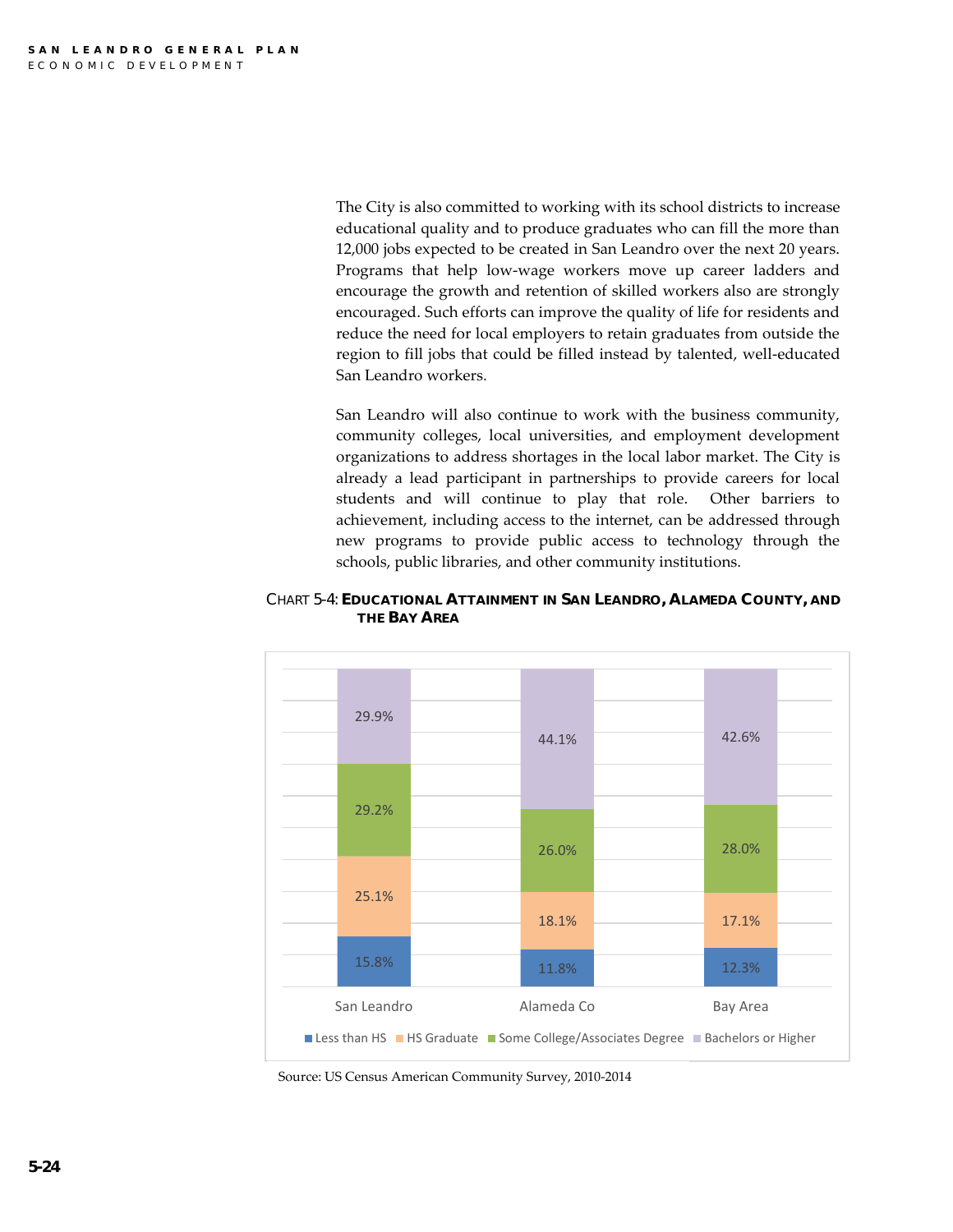The City is also committed to working with its school districts to increase educational quality and to produce graduates who can fill the more than 12,000 jobs expected to be created in San Leandro over the next 20 years. Programs that help low-wage workers move up career ladders and encourage the growth and retention of skilled workers also are strongly encouraged. Such efforts can improve the quality of life for residents and reduce the need for local employers to retain graduates from outside the region to fill jobs that could be filled instead by talented, well-educated San Leandro workers.

San Leandro will also continue to work with the business community, community colleges, local universities, and employment development organizations to address shortages in the local labor market. The City is already a lead participant in partnerships to provide careers for local students and will continue to play that role. Other barriers to achievement, including access to the internet, can be addressed through new programs to provide public access to technology through the schools, public libraries, and other community institutions.

CHART 5-4: **EDUCATIONAL ATTAINMENT IN SAN LEANDRO, ALAMEDA COUNTY, AND THE BAY AREA**

| | San Leandro | Alameda Co | Bay Area |
|---|---|---|---|
| Less than HS | 15.8% | 11.8% | 12.3% |
| HS Graduate | 25.1% | 18.1% | 17.1% |
| Some College/Associates Degree | 29.2% | 26.0% | 28.0% |
| Bachelors or Higher | 29.9% | 44.1% | 42.6% |

Source: US Census American Community Survey, 2010-2014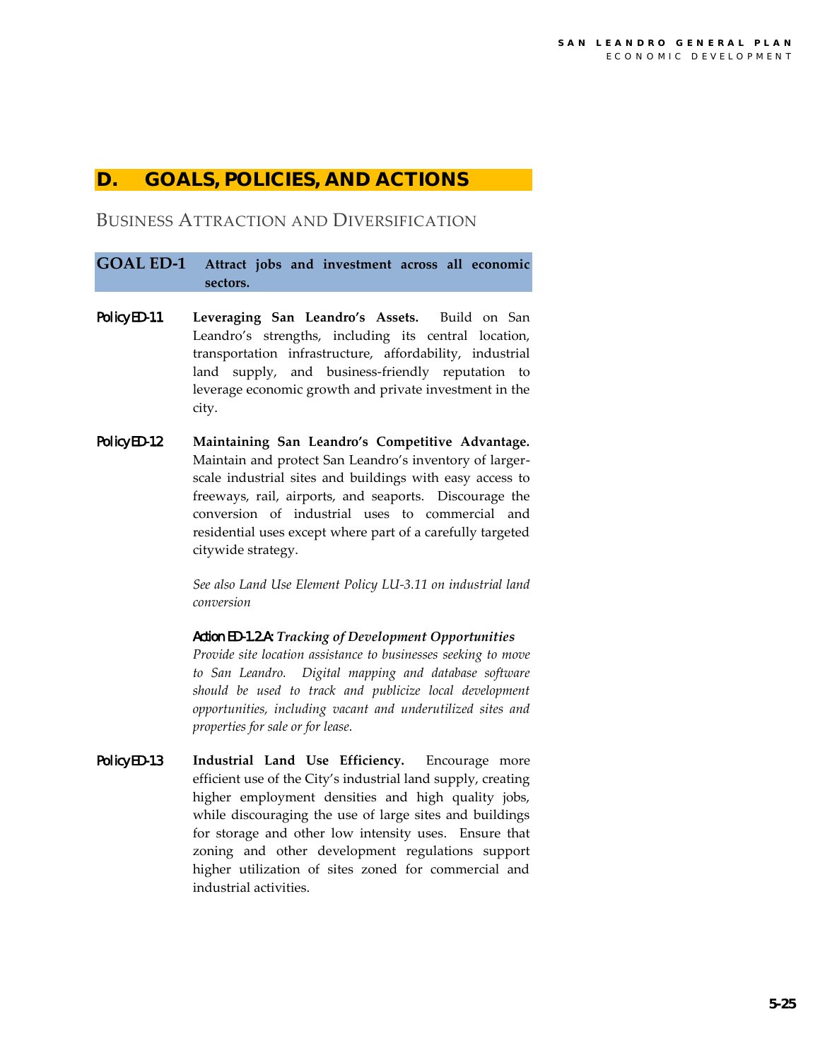## D. GOALS, POLICIES, AND ACTIONS

### BUSINESS ATTRACTION AND DIVERSIFICATION

**GOAL ED-1 Attract jobs and investment across all economic sectors.**

Policy ED-1.1 **Leveraging San Leandro's Assets.** Build on San Leandro's strengths, including its central location, transportation infrastructure, affordability, industrial land supply, and business-friendly reputation to leverage economic growth and private investment in the city.

Policy ED-1.2 **Maintaining San Leandro's Competitive Advantage.** Maintain and protect San Leandro's inventory of larger-scale industrial sites and buildings with easy access to freeways, rail, airports, and seaports. Discourage the conversion of industrial uses to commercial and residential uses except where part of a carefully targeted citywide strategy.

*See also Land Use Element Policy LU-3.11 on industrial land conversion*

Action ED-1.2.A: ***Tracking of Development Opportunities***
*Provide site location assistance to businesses seeking to move to San Leandro. Digital mapping and database software should be used to track and publicize local development opportunities, including vacant and underutilized sites and properties for sale or for lease.*

Policy ED-1.3 **Industrial Land Use Efficiency.** Encourage more efficient use of the City's industrial land supply, creating higher employment densities and high quality jobs, while discouraging the use of large sites and buildings for storage and other low intensity uses. Ensure that zoning and other development regulations support higher utilization of sites zoned for commercial and industrial activities.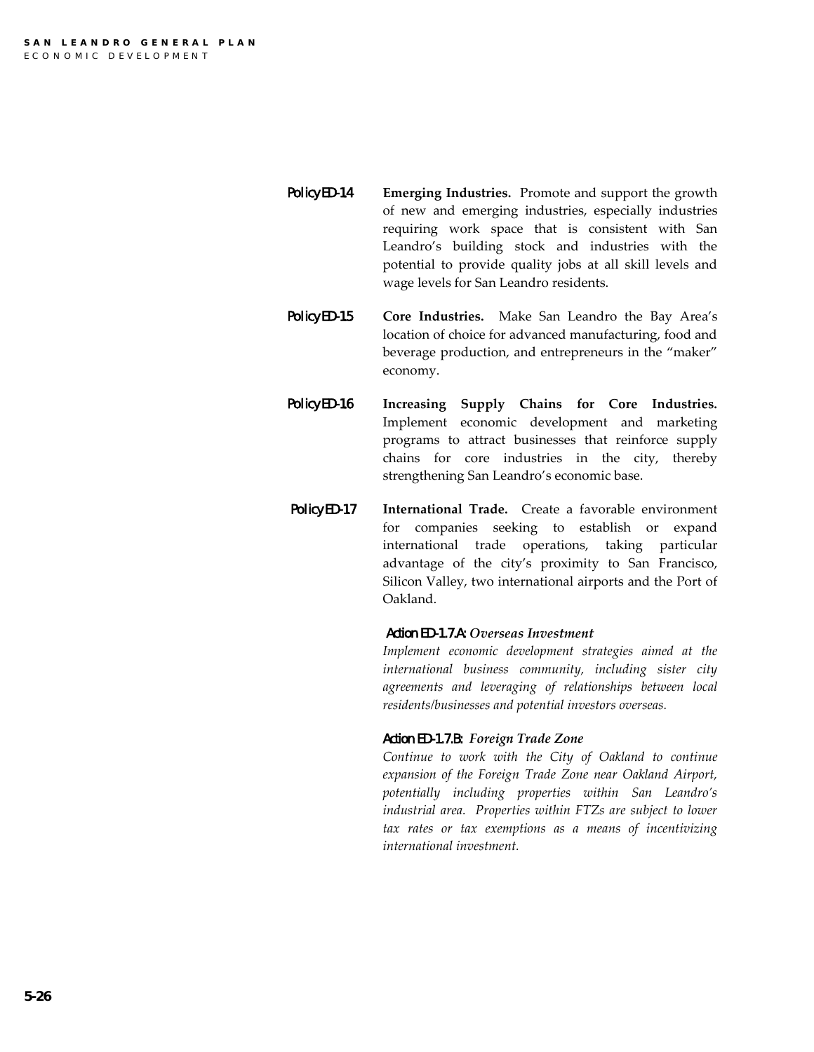**Policy ED-1.4** **Emerging Industries.** Promote and support the growth of new and emerging industries, especially industries requiring work space that is consistent with San Leandro's building stock and industries with the potential to provide quality jobs at all skill levels and wage levels for San Leandro residents.

**Policy ED-1.5** **Core Industries.** Make San Leandro the Bay Area's location of choice for advanced manufacturing, food and beverage production, and entrepreneurs in the "maker" economy.

**Policy ED-1.6** **Increasing Supply Chains for Core Industries.** Implement economic development and marketing programs to attract businesses that reinforce supply chains for core industries in the city, thereby strengthening San Leandro's economic base.

**Policy ED-1.7** **International Trade.** Create a favorable environment for companies seeking to establish or expand international trade operations, taking particular advantage of the city's proximity to San Francisco, Silicon Valley, two international airports and the Port of Oakland.

**Action ED-1.7.A:** ***Overseas Investment***

*Implement economic development strategies aimed at the international business community, including sister city agreements and leveraging of relationships between local residents/businesses and potential investors overseas.*

**Action ED-1.7.B:** ***Foreign Trade Zone***

*Continue to work with the City of Oakland to continue expansion of the Foreign Trade Zone near Oakland Airport, potentially including properties within San Leandro's industrial area. Properties within FTZs are subject to lower tax rates or tax exemptions as a means of incentivizing international investment.*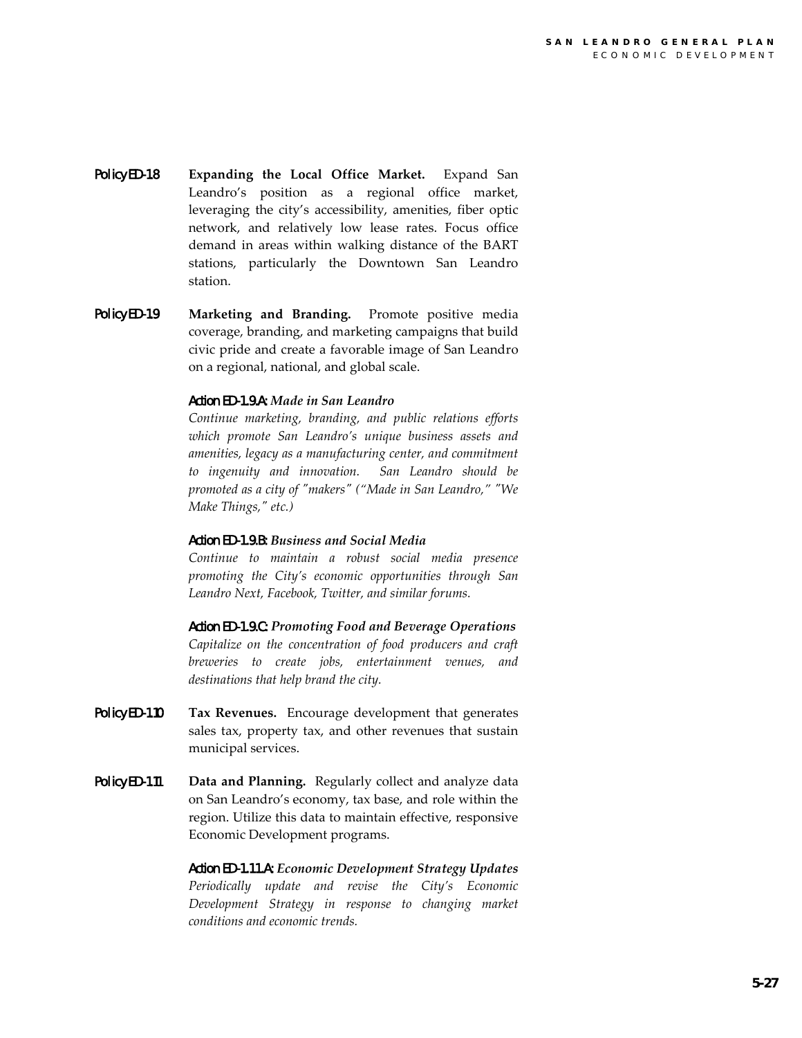**Policy ED-1.8** **Expanding the Local Office Market.** Expand San Leandro's position as a regional office market, leveraging the city's accessibility, amenities, fiber optic network, and relatively low lease rates. Focus office demand in areas within walking distance of the BART stations, particularly the Downtown San Leandro station.

**Policy ED-1.9** **Marketing and Branding.** Promote positive media coverage, branding, and marketing campaigns that build civic pride and create a favorable image of San Leandro on a regional, national, and global scale.

**Action ED-1.9.A:** ***Made in San Leandro***
*Continue marketing, branding, and public relations efforts which promote San Leandro's unique business assets and amenities, legacy as a manufacturing center, and commitment to ingenuity and innovation. San Leandro should be promoted as a city of "makers" ("Made in San Leandro," "We Make Things," etc.)*

**Action ED-1.9.B:** ***Business and Social Media***
*Continue to maintain a robust social media presence promoting the City's economic opportunities through San Leandro Next, Facebook, Twitter, and similar forums.*

**Action ED-1.9.C:** ***Promoting Food and Beverage Operations***
*Capitalize on the concentration of food producers and craft breweries to create jobs, entertainment venues, and destinations that help brand the city.*

**Policy ED-1.10** **Tax Revenues.** Encourage development that generates sales tax, property tax, and other revenues that sustain municipal services.

**Policy ED-1.11** **Data and Planning.** Regularly collect and analyze data on San Leandro's economy, tax base, and role within the region. Utilize this data to maintain effective, responsive Economic Development programs.

**Action ED-1.11.A:** ***Economic Development Strategy Updates***
*Periodically update and revise the City's Economic Development Strategy in response to changing market conditions and economic trends.*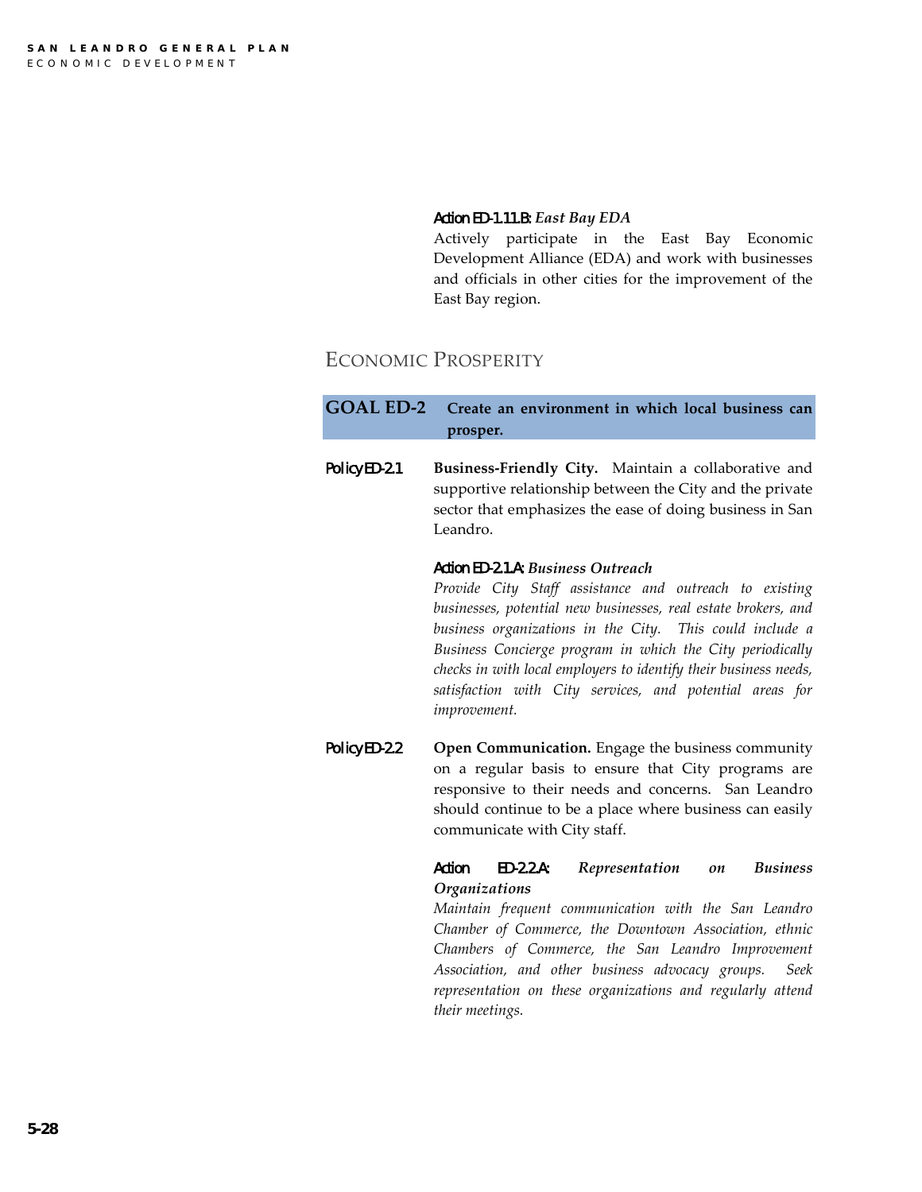**Action ED-1.11.B:** ***East Bay EDA***

Actively participate in the East Bay Economic Development Alliance (EDA) and work with businesses and officials in other cities for the improvement of the East Bay region.

## ECONOMIC PROSPERITY

### GOAL ED-2 Create an environment in which local business can prosper.

**Policy ED-2.1** **Business-Friendly City.** Maintain a collaborative and supportive relationship between the City and the private sector that emphasizes the ease of doing business in San Leandro.

**Action ED-2.1.A:** ***Business Outreach***

*Provide City Staff assistance and outreach to existing businesses, potential new businesses, real estate brokers, and business organizations in the City. This could include a Business Concierge program in which the City periodically checks in with local employers to identify their business needs, satisfaction with City services, and potential areas for improvement.*

**Policy ED-2.2** **Open Communication.** Engage the business community on a regular basis to ensure that City programs are responsive to their needs and concerns. San Leandro should continue to be a place where business can easily communicate with City staff.

**Action ED-2.2.A:** ***Representation on Business Organizations***

*Maintain frequent communication with the San Leandro Chamber of Commerce, the Downtown Association, ethnic Chambers of Commerce, the San Leandro Improvement Association, and other business advocacy groups. Seek representation on these organizations and regularly attend their meetings.*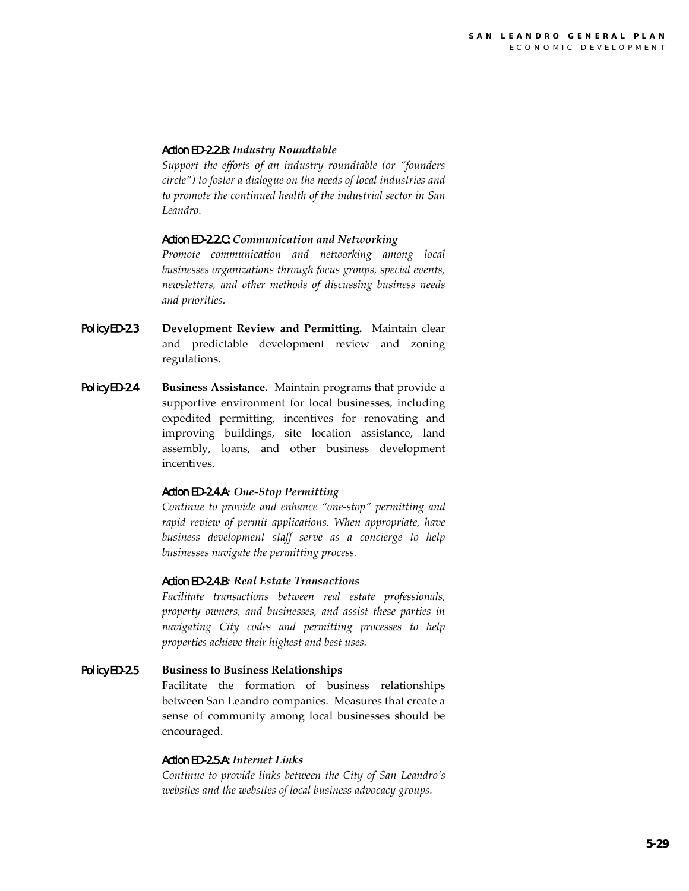**Action ED-2.2.B:** ***Industry Roundtable***

*Support the efforts of an industry roundtable (or "founders circle") to foster a dialogue on the needs of local industries and to promote the continued health of the industrial sector in San Leandro.*

**Action ED-2.2.C:** ***Communication and Networking***

*Promote communication and networking among local businesses organizations through focus groups, special events, newsletters, and other methods of discussing business needs and priorities.*

**Policy ED-2.3** **Development Review and Permitting.** Maintain clear and predictable development review and zoning regulations.

**Policy ED-2.4** **Business Assistance.** Maintain programs that provide a supportive environment for local businesses, including expedited permitting, incentives for renovating and improving buildings, site location assistance, land assembly, loans, and other business development incentives.

**Action ED-2.4.A:** ***One-Stop Permitting***

*Continue to provide and enhance "one-stop" permitting and rapid review of permit applications. When appropriate, have business development staff serve as a concierge to help businesses navigate the permitting process.*

**Action ED-2.4.B:** ***Real Estate Transactions***

*Facilitate transactions between real estate professionals, property owners, and businesses, and assist these parties in navigating City codes and permitting processes to help properties achieve their highest and best uses.*

**Policy ED-2.5** **Business to Business Relationships**

Facilitate the formation of business relationships between San Leandro companies. Measures that create a sense of community among local businesses should be encouraged.

**Action ED-2.5.A:** ***Internet Links***

*Continue to provide links between the City of San Leandro's websites and the websites of local business advocacy groups.*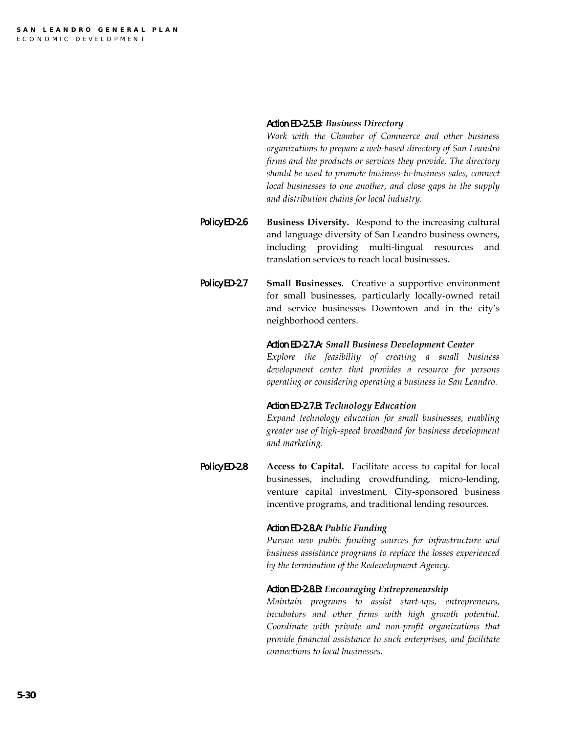**Action ED-2.5.B:** ***Business Directory***

*Work with the Chamber of Commerce and other business organizations to prepare a web-based directory of San Leandro firms and the products or services they provide. The directory should be used to promote business-to-business sales, connect local businesses to one another, and close gaps in the supply and distribution chains for local industry.*

**Policy ED-2.6** **Business Diversity.** Respond to the increasing cultural and language diversity of San Leandro business owners, including providing multi-lingual resources and translation services to reach local businesses.

**Policy ED-2.7** **Small Businesses.** Creative a supportive environment for small businesses, particularly locally-owned retail and service businesses Downtown and in the city's neighborhood centers.

**Action ED-2.7.A:** ***Small Business Development Center***

*Explore the feasibility of creating a small business development center that provides a resource for persons operating or considering operating a business in San Leandro.*

**Action ED-2.7.B:** ***Technology Education***

*Expand technology education for small businesses, enabling greater use of high-speed broadband for business development and marketing.*

**Policy ED-2.8** **Access to Capital.** Facilitate access to capital for local businesses, including crowdfunding, micro-lending, venture capital investment, City-sponsored business incentive programs, and traditional lending resources.

**Action ED-2.8.A:** ***Public Funding***

*Pursue new public funding sources for infrastructure and business assistance programs to replace the losses experienced by the termination of the Redevelopment Agency.*

**Action ED-2.8.B:** ***Encouraging Entrepreneurship***

*Maintain programs to assist start-ups, entrepreneurs, incubators and other firms with high growth potential. Coordinate with private and non-profit organizations that provide financial assistance to such enterprises, and facilitate connections to local businesses.*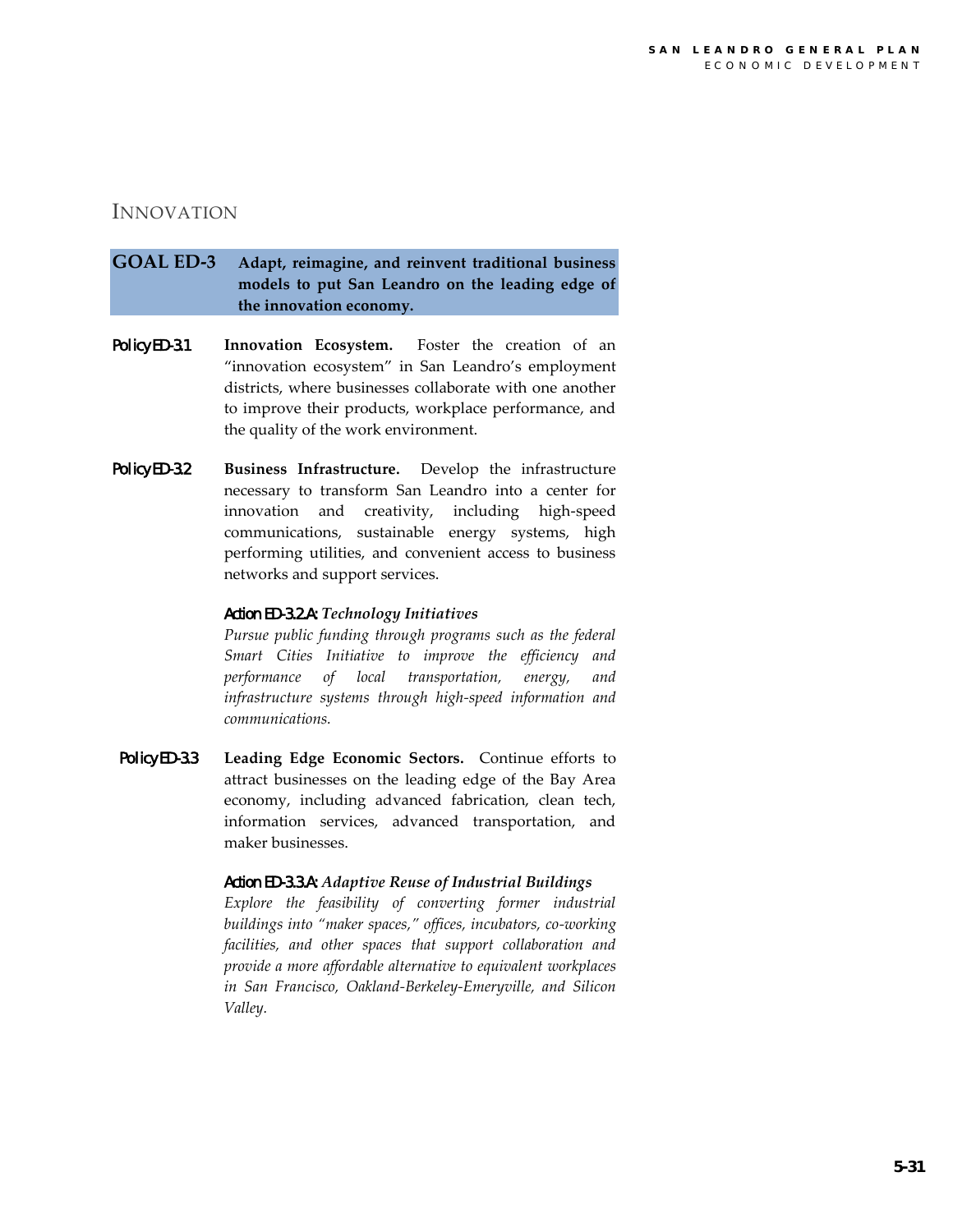## INNOVATION

**GOAL ED-3 Adapt, reimagine, and reinvent traditional business models to put San Leandro on the leading edge of the innovation economy.**

Policy ED-3.1 **Innovation Ecosystem.** Foster the creation of an "innovation ecosystem" in San Leandro's employment districts, where businesses collaborate with one another to improve their products, workplace performance, and the quality of the work environment.

Policy ED-3.2 **Business Infrastructure.** Develop the infrastructure necessary to transform San Leandro into a center for innovation and creativity, including high-speed communications, sustainable energy systems, high performing utilities, and convenient access to business networks and support services.

Action ED-3.2.A: ***Technology Initiatives***
*Pursue public funding through programs such as the federal Smart Cities Initiative to improve the efficiency and performance of local transportation, energy, and infrastructure systems through high-speed information and communications.*

Policy ED-3.3 **Leading Edge Economic Sectors.** Continue efforts to attract businesses on the leading edge of the Bay Area economy, including advanced fabrication, clean tech, information services, advanced transportation, and maker businesses.

Action ED-3.3.A: ***Adaptive Reuse of Industrial Buildings***
*Explore the feasibility of converting former industrial buildings into "maker spaces," offices, incubators, co-working facilities, and other spaces that support collaboration and provide a more affordable alternative to equivalent workplaces in San Francisco, Oakland-Berkeley-Emeryville, and Silicon Valley.*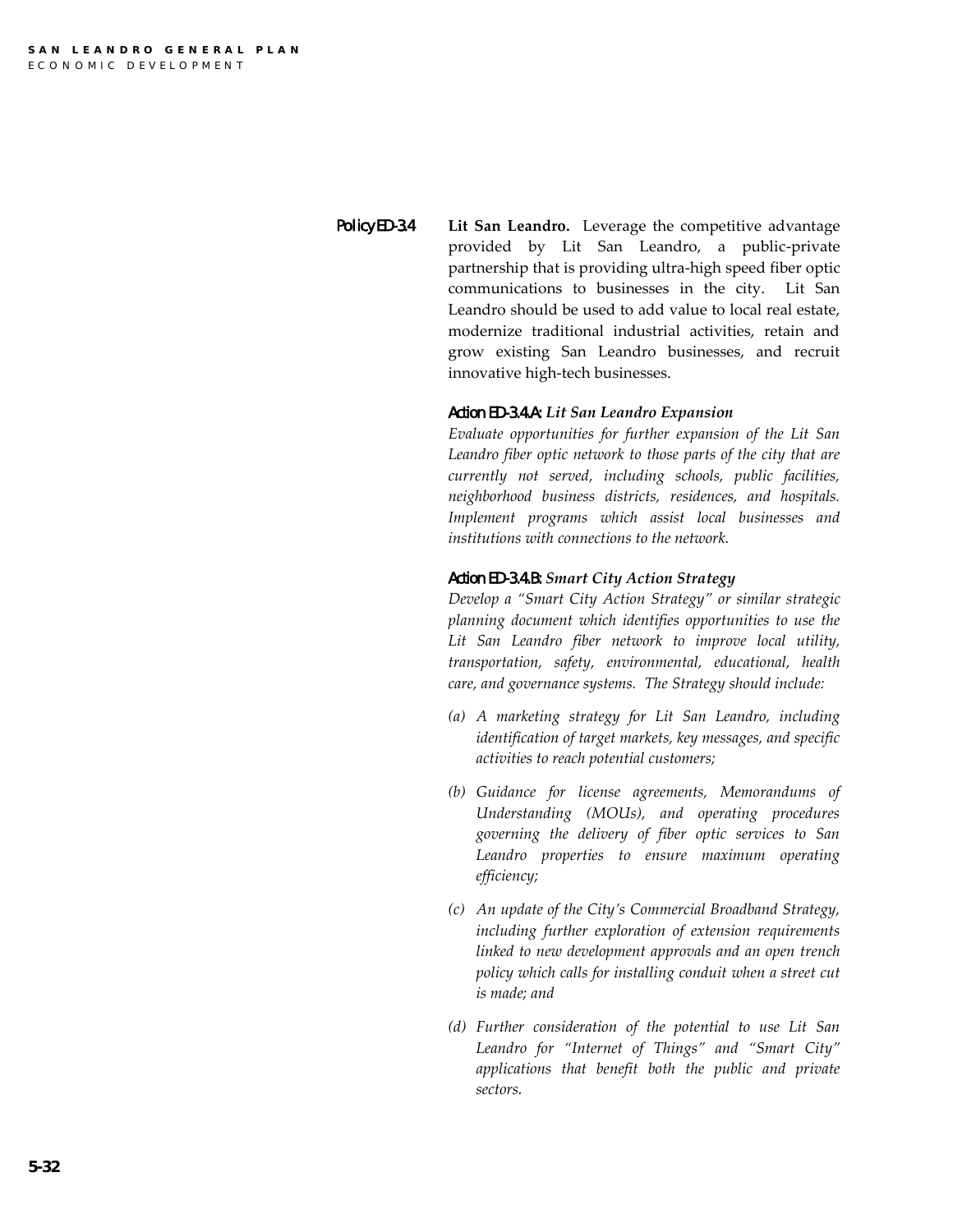**Policy ED-3.4** **Lit San Leandro.** Leverage the competitive advantage provided by Lit San Leandro, a public-private partnership that is providing ultra-high speed fiber optic communications to businesses in the city. Lit San Leandro should be used to add value to local real estate, modernize traditional industrial activities, retain and grow existing San Leandro businesses, and recruit innovative high-tech businesses.

**Action ED-3.4.A:** ***Lit San Leandro Expansion***

*Evaluate opportunities for further expansion of the Lit San Leandro fiber optic network to those parts of the city that are currently not served, including schools, public facilities, neighborhood business districts, residences, and hospitals. Implement programs which assist local businesses and institutions with connections to the network.*

**Action ED-3.4.B:** ***Smart City Action Strategy***

*Develop a "Smart City Action Strategy" or similar strategic planning document which identifies opportunities to use the Lit San Leandro fiber network to improve local utility, transportation, safety, environmental, educational, health care, and governance systems. The Strategy should include:*

*(a) A marketing strategy for Lit San Leandro, including identification of target markets, key messages, and specific activities to reach potential customers;*

*(b) Guidance for license agreements, Memorandums of Understanding (MOUs), and operating procedures governing the delivery of fiber optic services to San Leandro properties to ensure maximum operating efficiency;*

*(c) An update of the City's Commercial Broadband Strategy, including further exploration of extension requirements linked to new development approvals and an open trench policy which calls for installing conduit when a street cut is made; and*

*(d) Further consideration of the potential to use Lit San Leandro for "Internet of Things" and "Smart City" applications that benefit both the public and private sectors.*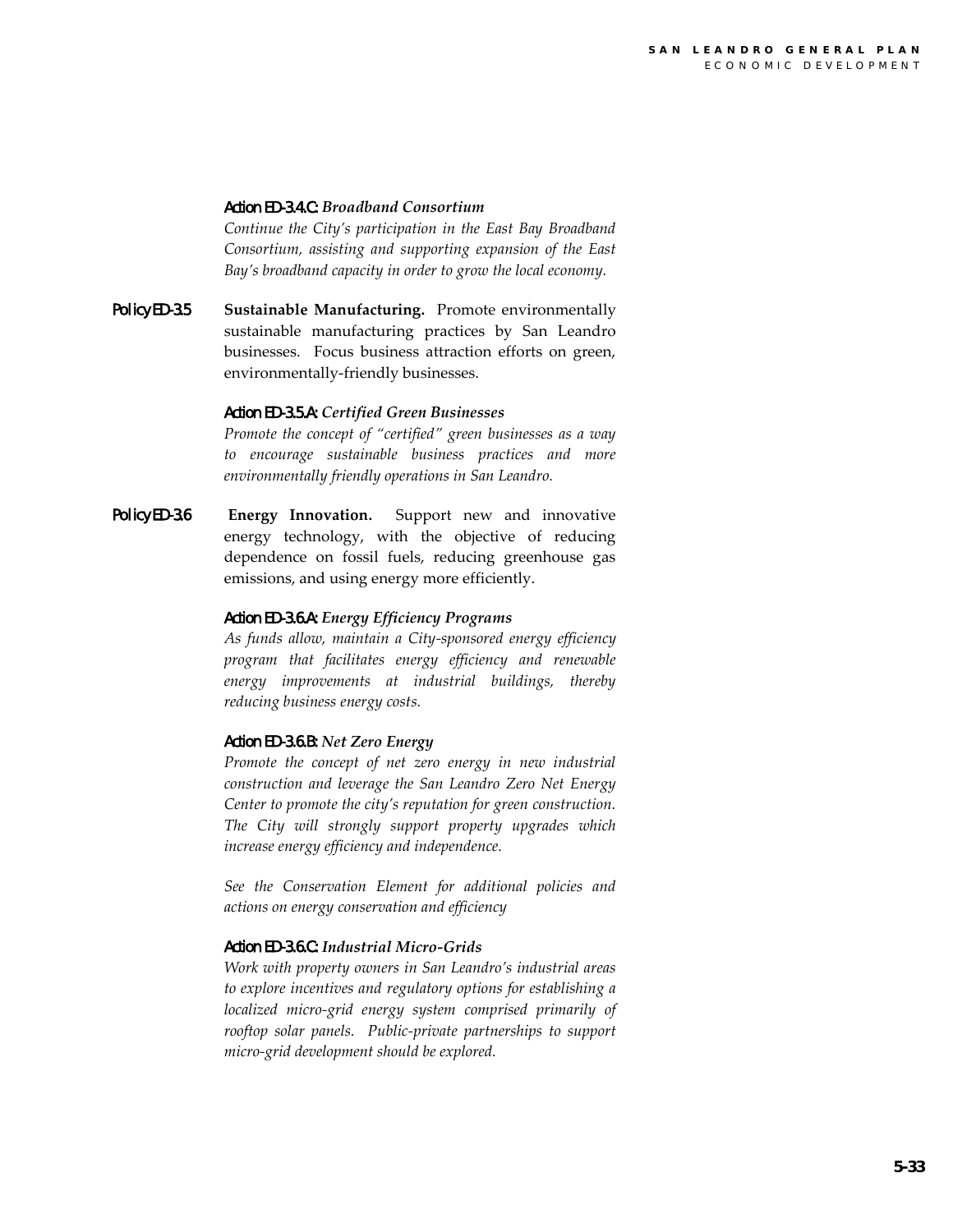**Action ED-3.4.C:** ***Broadband Consortium***

*Continue the City's participation in the East Bay Broadband Consortium, assisting and supporting expansion of the East Bay's broadband capacity in order to grow the local economy.*

**Policy ED-3.5** **Sustainable Manufacturing.** Promote environmentally sustainable manufacturing practices by San Leandro businesses. Focus business attraction efforts on green, environmentally-friendly businesses.

**Action ED-3.5.A:** ***Certified Green Businesses***

*Promote the concept of "certified" green businesses as a way to encourage sustainable business practices and more environmentally friendly operations in San Leandro.*

**Policy ED-3.6** **Energy Innovation.** Support new and innovative energy technology, with the objective of reducing dependence on fossil fuels, reducing greenhouse gas emissions, and using energy more efficiently.

**Action ED-3.6.A:** ***Energy Efficiency Programs***

*As funds allow, maintain a City-sponsored energy efficiency program that facilitates energy efficiency and renewable energy improvements at industrial buildings, thereby reducing business energy costs.*

**Action ED-3.6.B:** ***Net Zero Energy***

*Promote the concept of net zero energy in new industrial construction and leverage the San Leandro Zero Net Energy Center to promote the city's reputation for green construction. The City will strongly support property upgrades which increase energy efficiency and independence.*

*See the Conservation Element for additional policies and actions on energy conservation and efficiency*

**Action ED-3.6.C:** ***Industrial Micro-Grids***

*Work with property owners in San Leandro's industrial areas to explore incentives and regulatory options for establishing a localized micro-grid energy system comprised primarily of rooftop solar panels. Public-private partnerships to support micro-grid development should be explored.*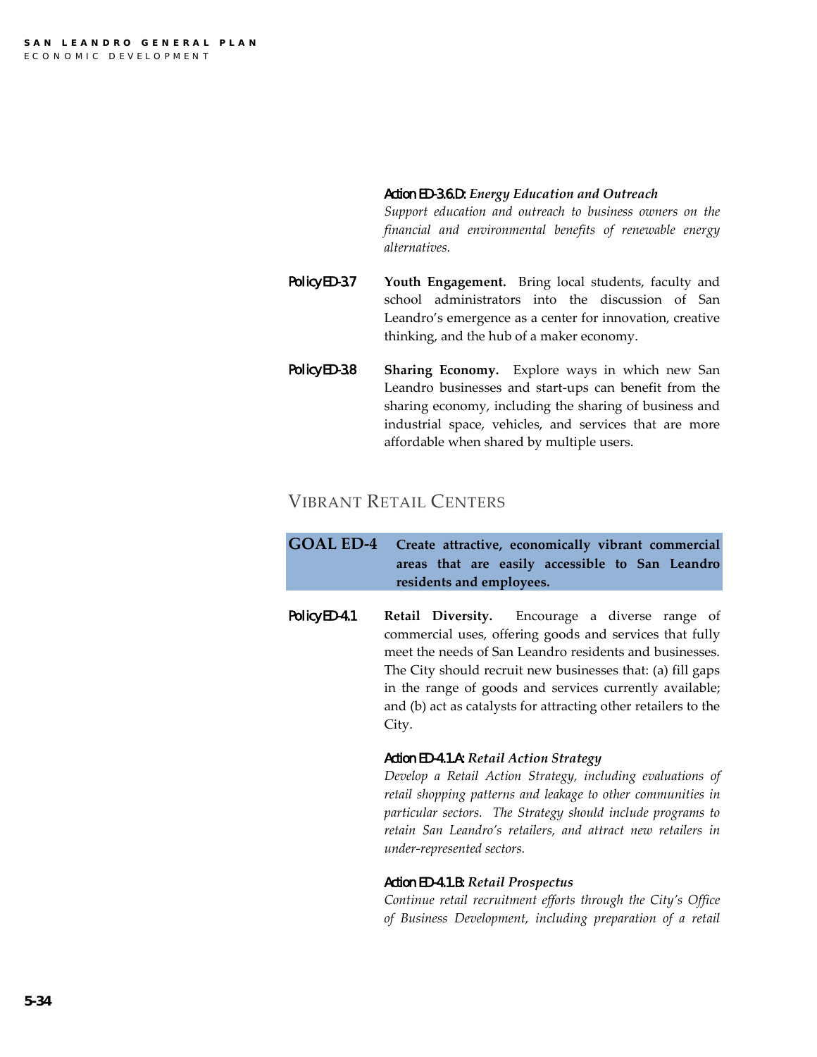**Action ED-3.6.D:** ***Energy Education and Outreach***
*Support education and outreach to business owners on the financial and environmental benefits of renewable energy alternatives.*

**Policy ED-3.7** **Youth Engagement.** Bring local students, faculty and school administrators into the discussion of San Leandro's emergence as a center for innovation, creative thinking, and the hub of a maker economy.

**Policy ED-3.8** **Sharing Economy.** Explore ways in which new San Leandro businesses and start-ups can benefit from the sharing economy, including the sharing of business and industrial space, vehicles, and services that are more affordable when shared by multiple users.

## VIBRANT RETAIL CENTERS

**GOAL ED-4** **Create attractive, economically vibrant commercial areas that are easily accessible to San Leandro residents and employees.**

**Policy ED-4.1** **Retail Diversity.** Encourage a diverse range of commercial uses, offering goods and services that fully meet the needs of San Leandro residents and businesses. The City should recruit new businesses that: (a) fill gaps in the range of goods and services currently available; and (b) act as catalysts for attracting other retailers to the City.

**Action ED-4.1.A:** ***Retail Action Strategy***
*Develop a Retail Action Strategy, including evaluations of retail shopping patterns and leakage to other communities in particular sectors. The Strategy should include programs to retain San Leandro's retailers, and attract new retailers in under-represented sectors.*

**Action ED-4.1.B:** ***Retail Prospectus***
*Continue retail recruitment efforts through the City's Office of Business Development, including preparation of a retail*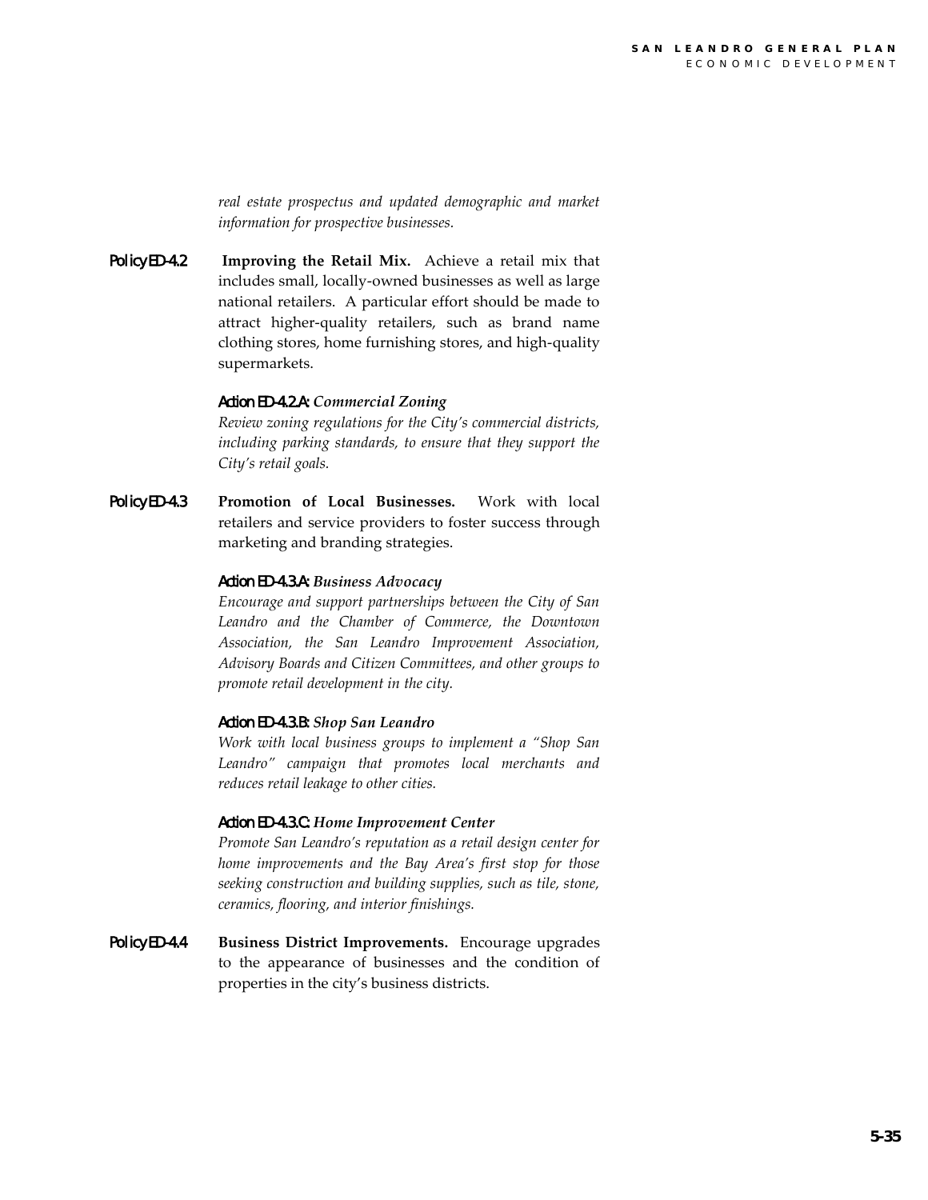*real estate prospectus and updated demographic and market information for prospective businesses.*

Policy ED-4.2 **Improving the Retail Mix.** Achieve a retail mix that includes small, locally-owned businesses as well as large national retailers. A particular effort should be made to attract higher-quality retailers, such as brand name clothing stores, home furnishing stores, and high-quality supermarkets.

Action ED-4.2.A: ***Commercial Zoning***
*Review zoning regulations for the City's commercial districts, including parking standards, to ensure that they support the City's retail goals.*

Policy ED-4.3 **Promotion of Local Businesses.** Work with local retailers and service providers to foster success through marketing and branding strategies.

Action ED-4.3.A: ***Business Advocacy***
*Encourage and support partnerships between the City of San Leandro and the Chamber of Commerce, the Downtown Association, the San Leandro Improvement Association, Advisory Boards and Citizen Committees, and other groups to promote retail development in the city.*

Action ED-4.3.B: ***Shop San Leandro***
*Work with local business groups to implement a "Shop San Leandro" campaign that promotes local merchants and reduces retail leakage to other cities.*

Action ED-4.3.C: ***Home Improvement Center***
*Promote San Leandro's reputation as a retail design center for home improvements and the Bay Area's first stop for those seeking construction and building supplies, such as tile, stone, ceramics, flooring, and interior finishings.*

Policy ED-4.4 **Business District Improvements.** Encourage upgrades to the appearance of businesses and the condition of properties in the city's business districts.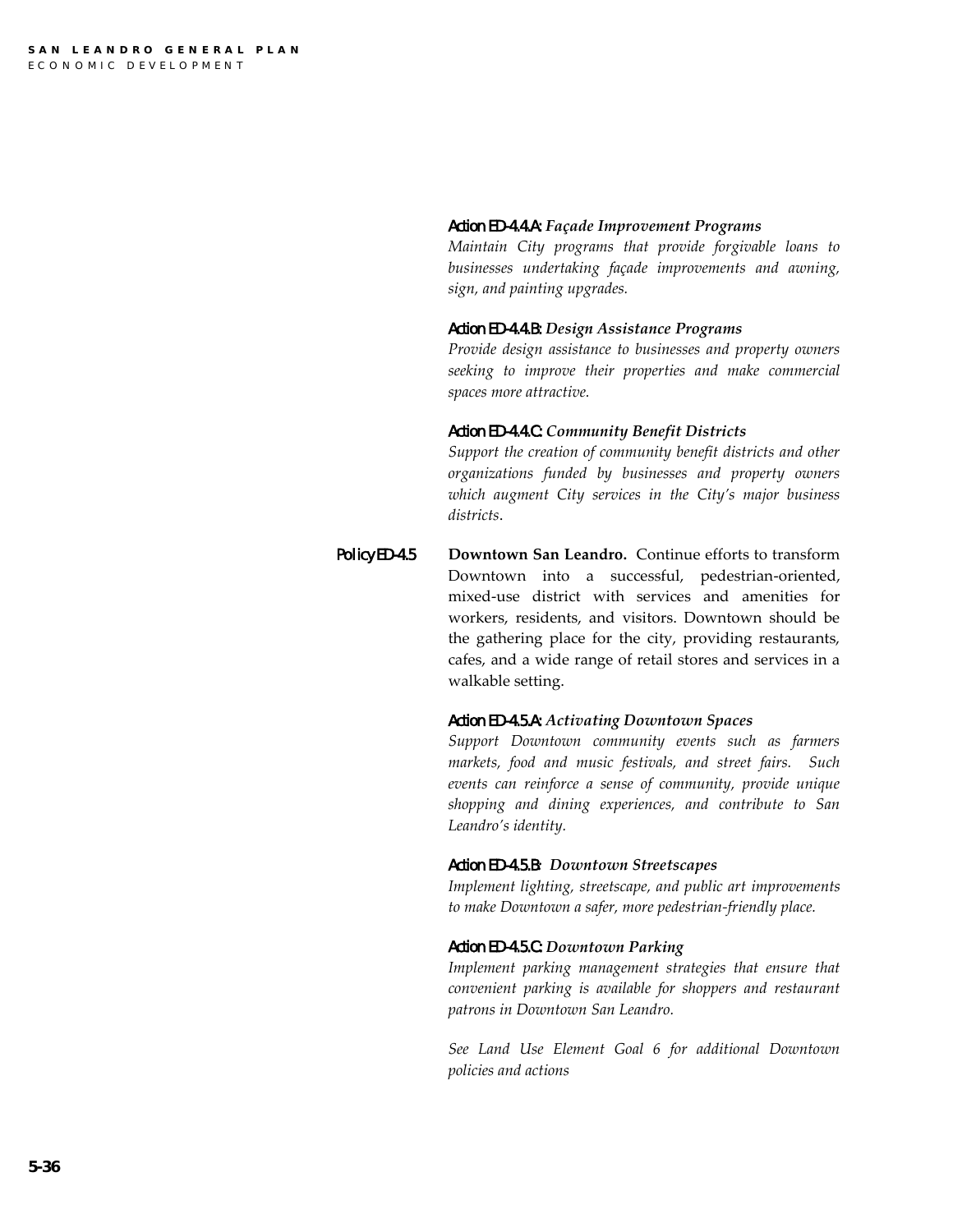**Action ED-4.4.A:** ***Façade Improvement Programs***
*Maintain City programs that provide forgivable loans to businesses undertaking façade improvements and awning, sign, and painting upgrades.*

**Action ED-4.4.B:** ***Design Assistance Programs***
*Provide design assistance to businesses and property owners seeking to improve their properties and make commercial spaces more attractive.*

**Action ED-4.4.C:** ***Community Benefit Districts***
*Support the creation of community benefit districts and other organizations funded by businesses and property owners which augment City services in the City's major business districts.*

**Policy ED-4.5** **Downtown San Leandro.** Continue efforts to transform Downtown into a successful, pedestrian-oriented, mixed-use district with services and amenities for workers, residents, and visitors. Downtown should be the gathering place for the city, providing restaurants, cafes, and a wide range of retail stores and services in a walkable setting.

**Action ED-4.5.A:** ***Activating Downtown Spaces***
*Support Downtown community events such as farmers markets, food and music festivals, and street fairs. Such events can reinforce a sense of community, provide unique shopping and dining experiences, and contribute to San Leandro's identity.*

**Action ED-4.5.B:** ***Downtown Streetscapes***
*Implement lighting, streetscape, and public art improvements to make Downtown a safer, more pedestrian-friendly place.*

**Action ED-4.5.C:** ***Downtown Parking***
*Implement parking management strategies that ensure that convenient parking is available for shoppers and restaurant patrons in Downtown San Leandro.*

*See Land Use Element Goal 6 for additional Downtown policies and actions*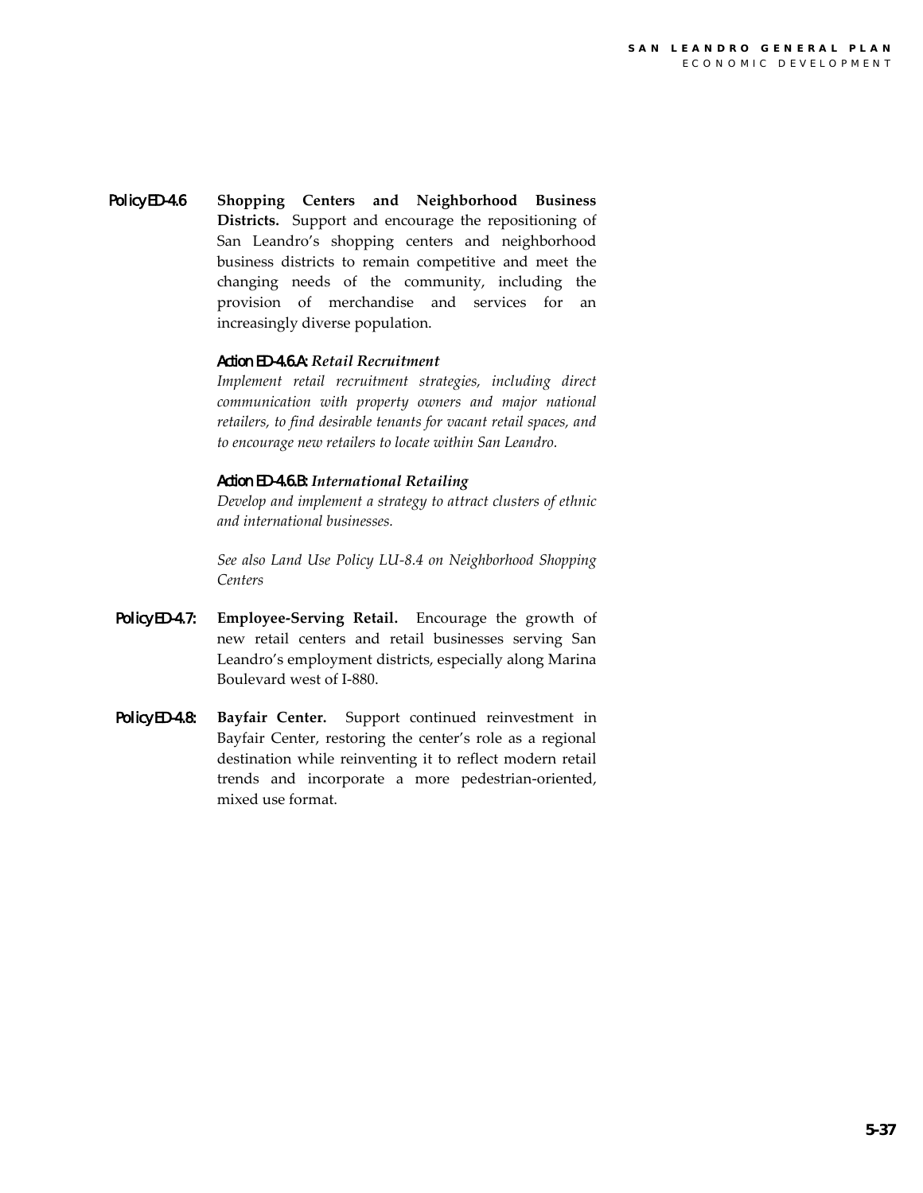Policy ED-4.6 **Shopping Centers and Neighborhood Business Districts.** Support and encourage the repositioning of San Leandro's shopping centers and neighborhood business districts to remain competitive and meet the changing needs of the community, including the provision of merchandise and services for an increasingly diverse population.

Action ED-4.6.A: ***Retail Recruitment***
*Implement retail recruitment strategies, including direct communication with property owners and major national retailers, to find desirable tenants for vacant retail spaces, and to encourage new retailers to locate within San Leandro.*

Action ED-4.6.B: ***International Retailing***
*Develop and implement a strategy to attract clusters of ethnic and international businesses.*

*See also Land Use Policy LU-8.4 on Neighborhood Shopping Centers*

Policy ED-4.7: **Employee-Serving Retail.** Encourage the growth of new retail centers and retail businesses serving San Leandro's employment districts, especially along Marina Boulevard west of I-880.

Policy ED-4.8: **Bayfair Center.** Support continued reinvestment in Bayfair Center, restoring the center's role as a regional destination while reinventing it to reflect modern retail trends and incorporate a more pedestrian-oriented, mixed use format.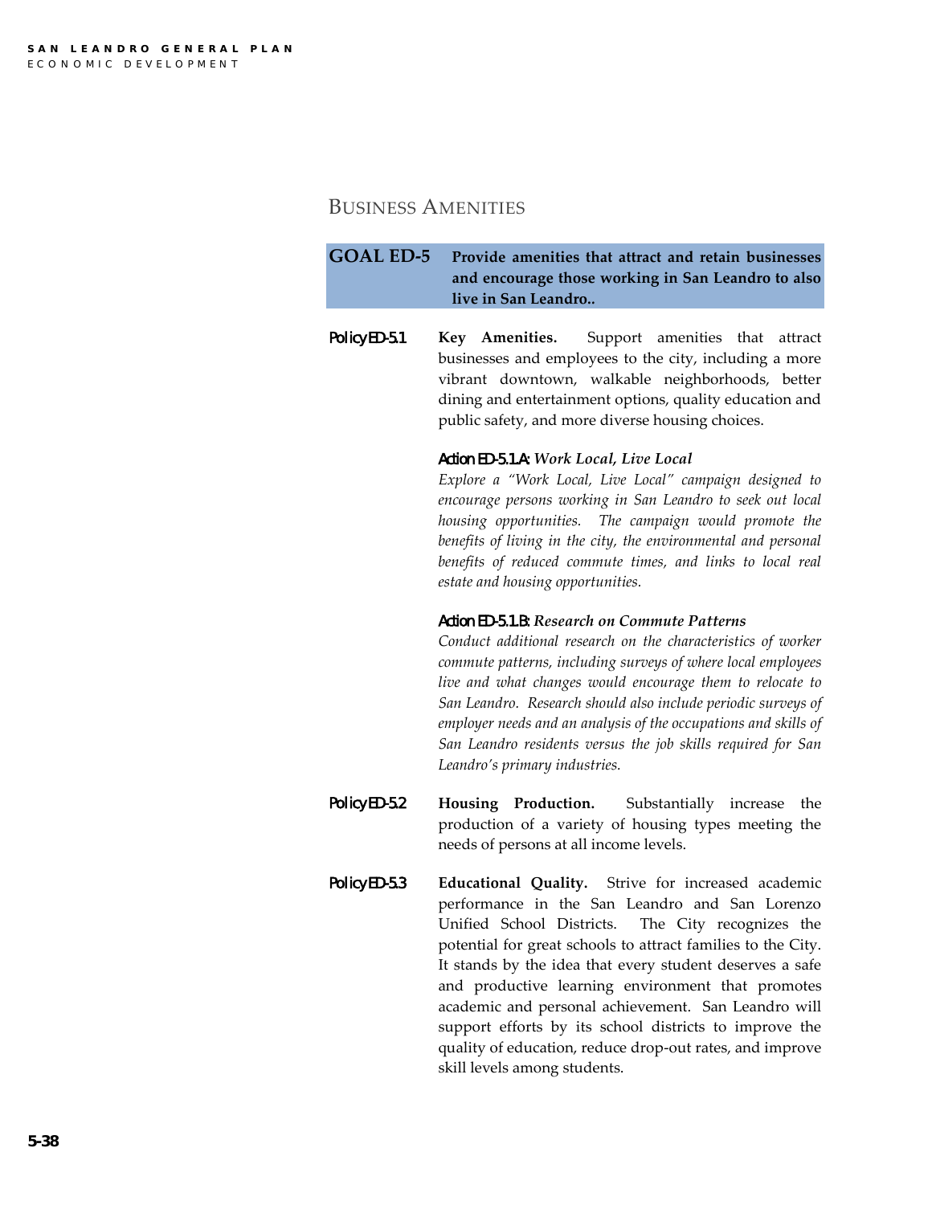## BUSINESS AMENITIES

**GOAL ED-5 Provide amenities that attract and retain businesses and encourage those working in San Leandro to also live in San Leandro..**

**Policy ED-5.1 Key Amenities.** Support amenities that attract businesses and employees to the city, including a more vibrant downtown, walkable neighborhoods, better dining and entertainment options, quality education and public safety, and more diverse housing choices.

**Action ED-5.1.A: *Work Local, Live Local***

*Explore a "Work Local, Live Local" campaign designed to encourage persons working in San Leandro to seek out local housing opportunities. The campaign would promote the benefits of living in the city, the environmental and personal benefits of reduced commute times, and links to local real estate and housing opportunities.*

**Action ED-5.1.B: *Research on Commute Patterns***

*Conduct additional research on the characteristics of worker commute patterns, including surveys of where local employees live and what changes would encourage them to relocate to San Leandro. Research should also include periodic surveys of employer needs and an analysis of the occupations and skills of San Leandro residents versus the job skills required for San Leandro's primary industries.*

**Policy ED-5.2 Housing Production.** Substantially increase the production of a variety of housing types meeting the needs of persons at all income levels.

**Policy ED-5.3 Educational Quality.** Strive for increased academic performance in the San Leandro and San Lorenzo Unified School Districts. The City recognizes the potential for great schools to attract families to the City. It stands by the idea that every student deserves a safe and productive learning environment that promotes academic and personal achievement. San Leandro will support efforts by its school districts to improve the quality of education, reduce drop-out rates, and improve skill levels among students.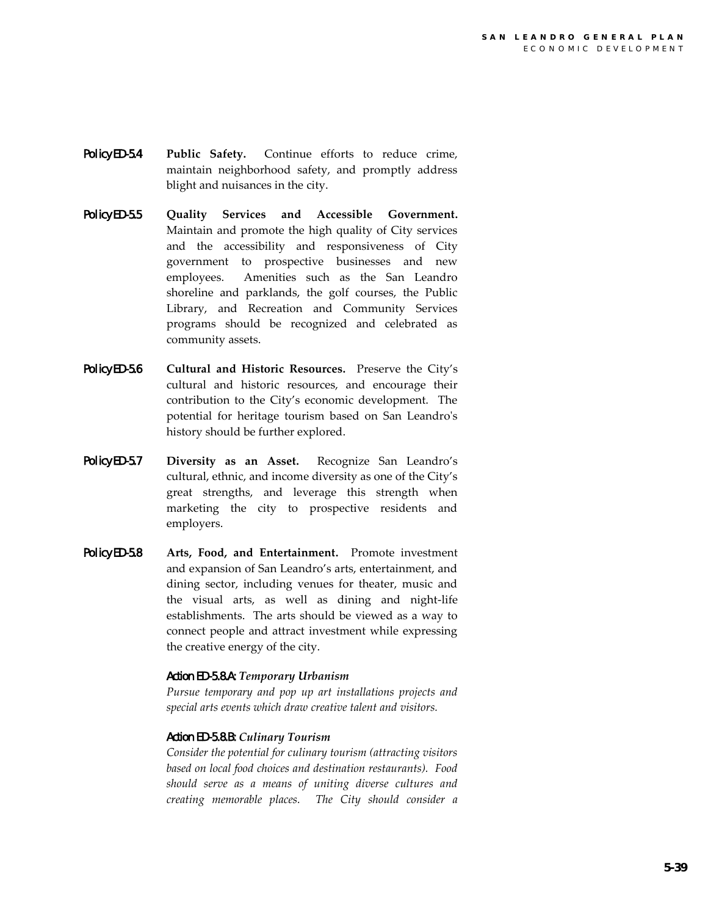**Policy ED-5.4** **Public Safety.** Continue efforts to reduce crime, maintain neighborhood safety, and promptly address blight and nuisances in the city.

**Policy ED-5.5** **Quality Services and Accessible Government.** Maintain and promote the high quality of City services and the accessibility and responsiveness of City government to prospective businesses and new employees. Amenities such as the San Leandro shoreline and parklands, the golf courses, the Public Library, and Recreation and Community Services programs should be recognized and celebrated as community assets.

**Policy ED-5.6** **Cultural and Historic Resources.** Preserve the City's cultural and historic resources, and encourage their contribution to the City's economic development. The potential for heritage tourism based on San Leandro's history should be further explored.

**Policy ED-5.7** **Diversity as an Asset.** Recognize San Leandro's cultural, ethnic, and income diversity as one of the City's great strengths, and leverage this strength when marketing the city to prospective residents and employers.

**Policy ED-5.8** **Arts, Food, and Entertainment.** Promote investment and expansion of San Leandro's arts, entertainment, and dining sector, including venues for theater, music and the visual arts, as well as dining and night-life establishments. The arts should be viewed as a way to connect people and attract investment while expressing the creative energy of the city.

**Action ED-5.8.A:** ***Temporary Urbanism***
*Pursue temporary and pop up art installations projects and special arts events which draw creative talent and visitors.*

**Action ED-5.8.B:** ***Culinary Tourism***
*Consider the potential for culinary tourism (attracting visitors based on local food choices and destination restaurants). Food should serve as a means of uniting diverse cultures and creating memorable places. The City should consider a*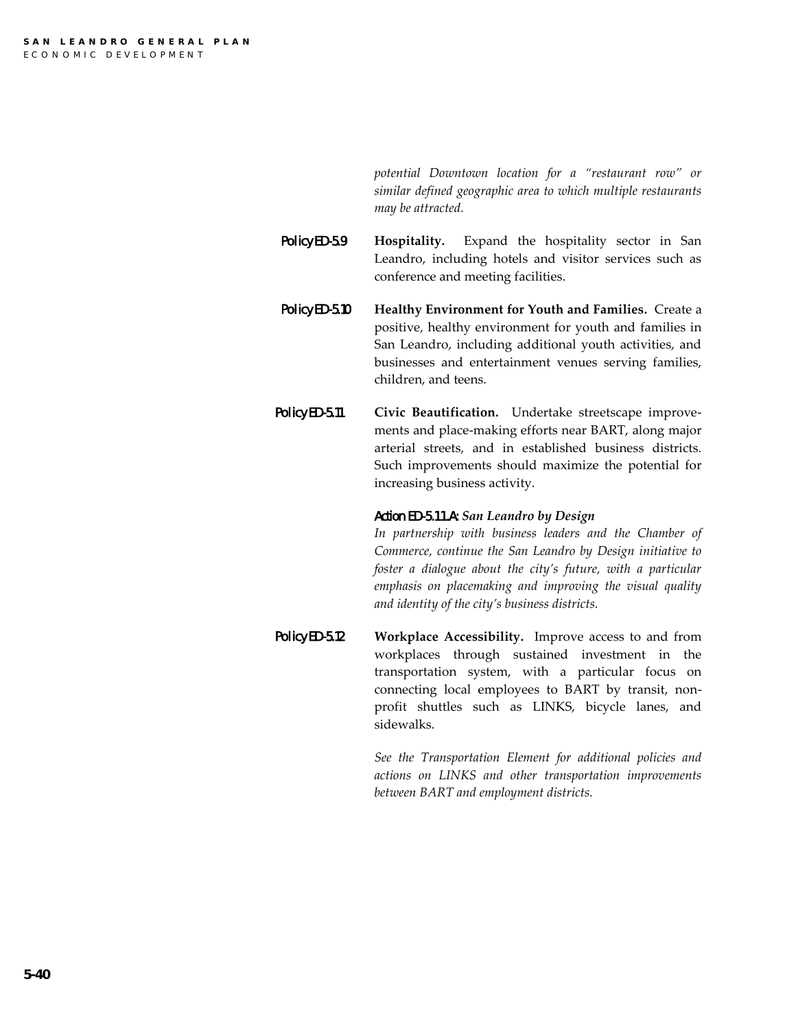*potential Downtown location for a "restaurant row" or similar defined geographic area to which multiple restaurants may be attracted.*

Policy ED-5.9 **Hospitality.** Expand the hospitality sector in San Leandro, including hotels and visitor services such as conference and meeting facilities.

Policy ED-5.10 **Healthy Environment for Youth and Families.** Create a positive, healthy environment for youth and families in San Leandro, including additional youth activities, and businesses and entertainment venues serving families, children, and teens.

Policy ED-5.11 **Civic Beautification.** Undertake streetscape improvements and place-making efforts near BART, along major arterial streets, and in established business districts. Such improvements should maximize the potential for increasing business activity.

Action ED-5.11.A: ***San Leandro by Design***

*In partnership with business leaders and the Chamber of Commerce, continue the San Leandro by Design initiative to foster a dialogue about the city's future, with a particular emphasis on placemaking and improving the visual quality and identity of the city's business districts.*

Policy ED-5.12 **Workplace Accessibility.** Improve access to and from workplaces through sustained investment in the transportation system, with a particular focus on connecting local employees to BART by transit, non-profit shuttles such as LINKS, bicycle lanes, and sidewalks.

*See the Transportation Element for additional policies and actions on LINKS and other transportation improvements between BART and employment districts.*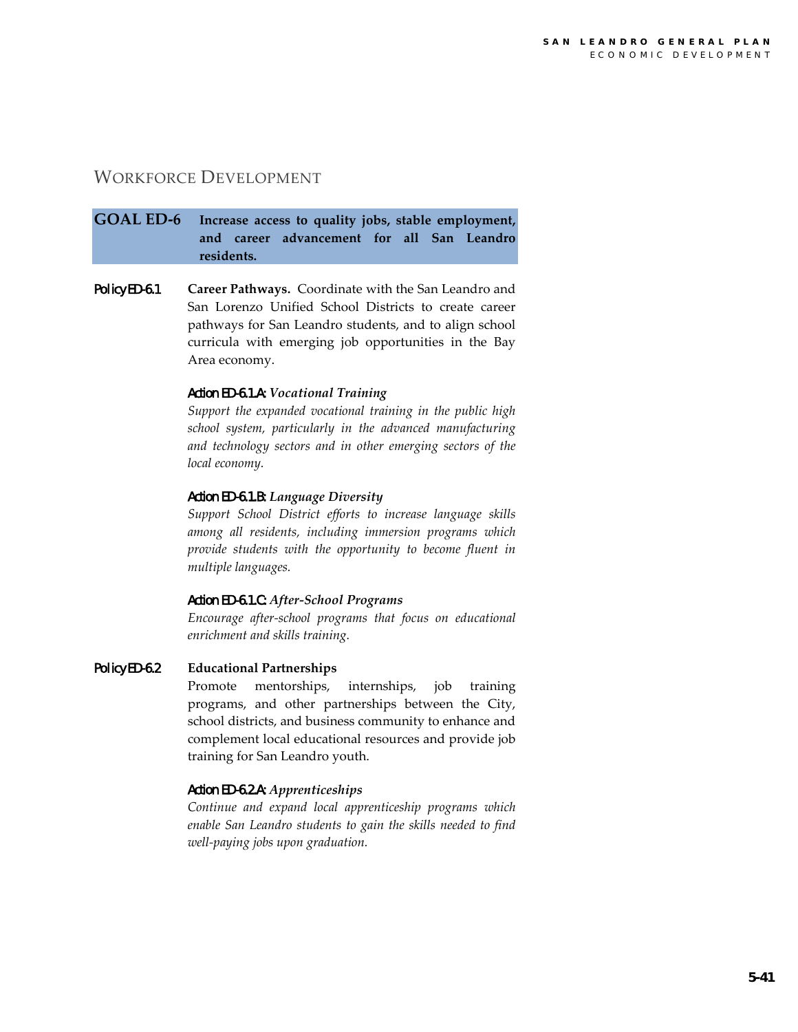## WORKFORCE DEVELOPMENT

**GOAL ED-6 Increase access to quality jobs, stable employment, and career advancement for all San Leandro residents.**

Policy ED-6.1 **Career Pathways.** Coordinate with the San Leandro and San Lorenzo Unified School Districts to create career pathways for San Leandro students, and to align school curricula with emerging job opportunities in the Bay Area economy.

Action ED-6.1.A: ***Vocational Training***

*Support the expanded vocational training in the public high school system, particularly in the advanced manufacturing and technology sectors and in other emerging sectors of the local economy.*

Action ED-6.1.B: ***Language Diversity***

*Support School District efforts to increase language skills among all residents, including immersion programs which provide students with the opportunity to become fluent in multiple languages.*

Action ED-6.1.C: ***After-School Programs***

*Encourage after-school programs that focus on educational enrichment and skills training.*

Policy ED-6.2 **Educational Partnerships**

Promote mentorships, internships, job training programs, and other partnerships between the City, school districts, and business community to enhance and complement local educational resources and provide job training for San Leandro youth.

Action ED-6.2.A: ***Apprenticeships***

*Continue and expand local apprenticeship programs which enable San Leandro students to gain the skills needed to find well-paying jobs upon graduation.*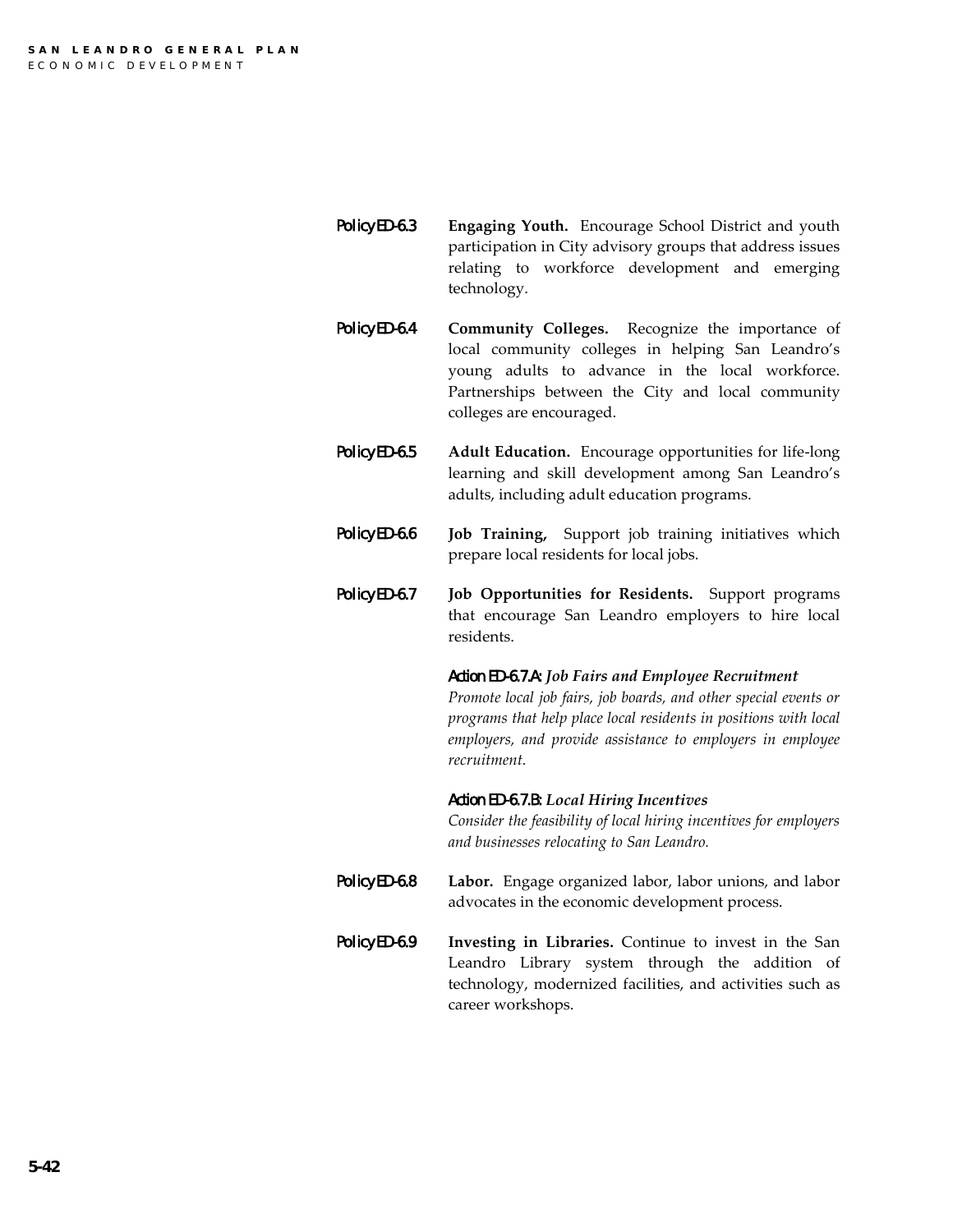Policy ED-6.3 **Engaging Youth.** Encourage School District and youth participation in City advisory groups that address issues relating to workforce development and emerging technology.

Policy ED-6.4 **Community Colleges.** Recognize the importance of local community colleges in helping San Leandro's young adults to advance in the local workforce. Partnerships between the City and local community colleges are encouraged.

Policy ED-6.5 **Adult Education.** Encourage opportunities for life-long learning and skill development among San Leandro's adults, including adult education programs.

Policy ED-6.6 **Job Training,** Support job training initiatives which prepare local residents for local jobs.

Policy ED-6.7 **Job Opportunities for Residents.** Support programs that encourage San Leandro employers to hire local residents.

Action ED-6.7.A: ***Job Fairs and Employee Recruitment***

*Promote local job fairs, job boards, and other special events or programs that help place local residents in positions with local employers, and provide assistance to employers in employee recruitment.*

Action ED-6.7.B: ***Local Hiring Incentives***

*Consider the feasibility of local hiring incentives for employers and businesses relocating to San Leandro.*

Policy ED-6.8 **Labor.** Engage organized labor, labor unions, and labor advocates in the economic development process.

Policy ED-6.9 **Investing in Libraries.** Continue to invest in the San Leandro Library system through the addition of technology, modernized facilities, and activities such as career workshops.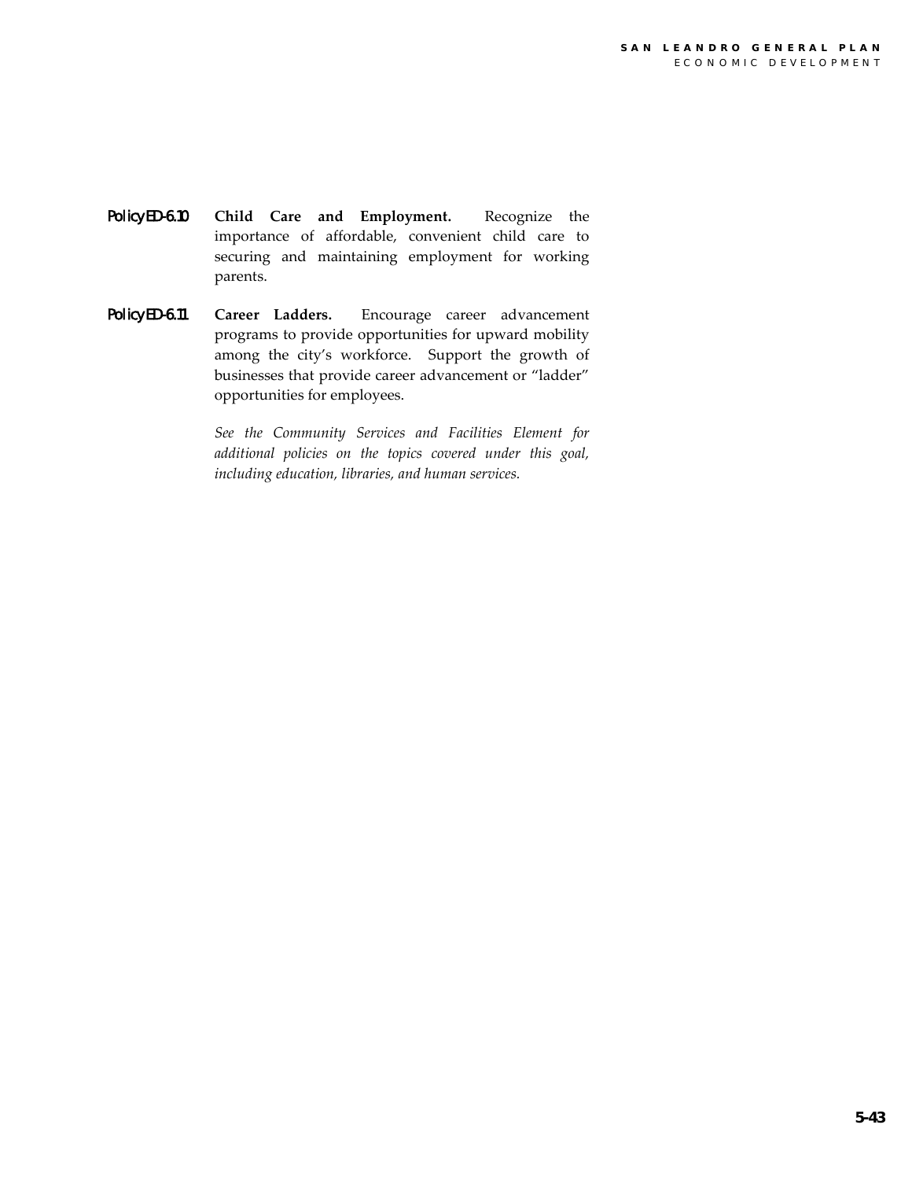Policy ED-6.10 **Child Care and Employment.** Recognize the importance of affordable, convenient child care to securing and maintaining employment for working parents.

Policy ED-6.11 **Career Ladders.** Encourage career advancement programs to provide opportunities for upward mobility among the city's workforce. Support the growth of businesses that provide career advancement or "ladder" opportunities for employees.

*See the Community Services and Facilities Element for additional policies on the topics covered under this goal, including education, libraries, and human services.*